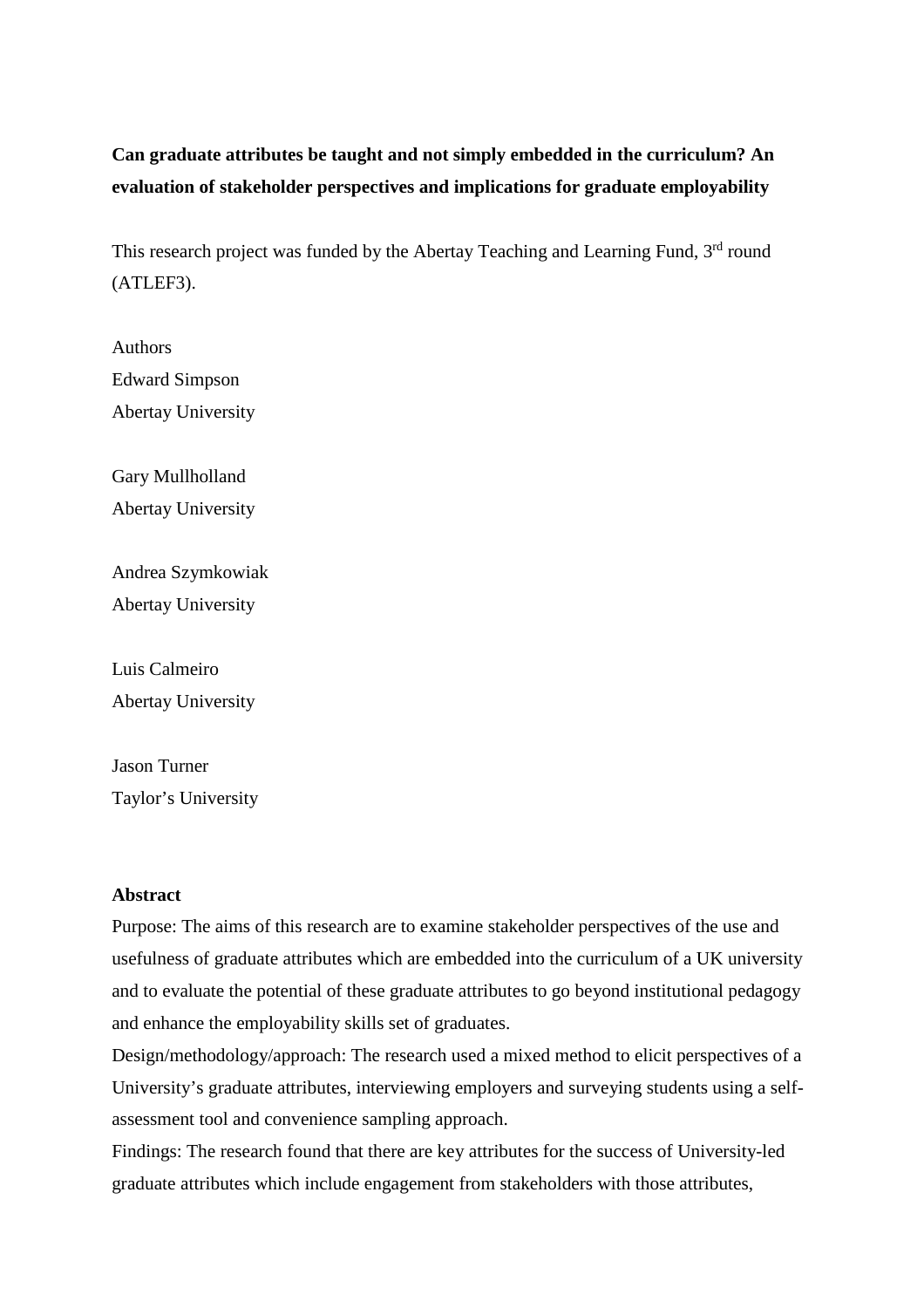**Can graduate attributes be taught and not simply embedded in the curriculum? An evaluation of stakeholder perspectives and implications for graduate employability**

This research project was funded by the Abertay Teaching and Learning Fund, 3rd round (ATLEF3).

Authors

Edward Simpson
Abertay University

Gary Mullholland
Abertay University

Andrea Szymkowiak
Abertay University

Luis Calmeiro
Abertay University

Jason Turner
Taylor's University

**Abstract**

Purpose: The aims of this research are to examine stakeholder perspectives of the use and usefulness of graduate attributes which are embedded into the curriculum of a UK university and to evaluate the potential of these graduate attributes to go beyond institutional pedagogy and enhance the employability skills set of graduates.

Design/methodology/approach: The research used a mixed method to elicit perspectives of a University's graduate attributes, interviewing employers and surveying students using a self-assessment tool and convenience sampling approach.

Findings: The research found that there are key attributes for the success of University-led graduate attributes which include engagement from stakeholders with those attributes,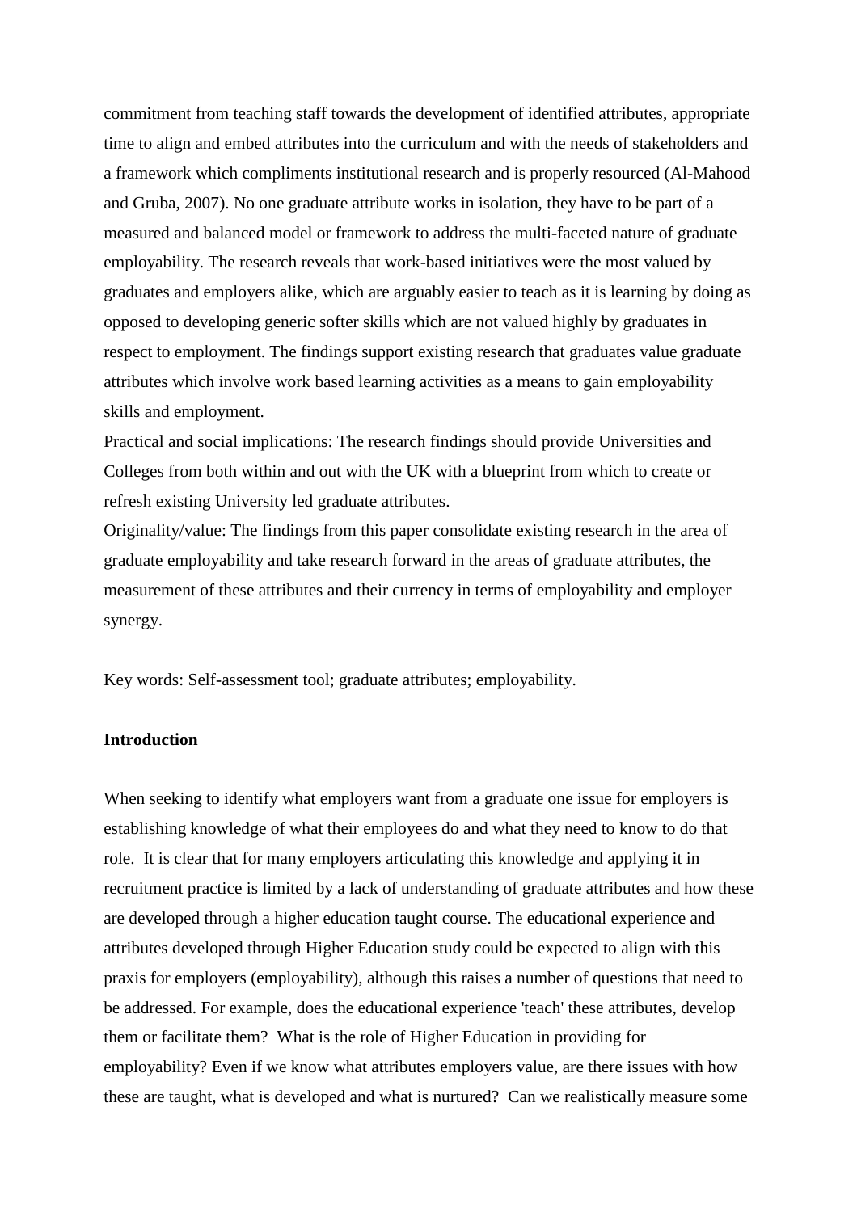commitment from teaching staff towards the development of identified attributes, appropriate time to align and embed attributes into the curriculum and with the needs of stakeholders and a framework which compliments institutional research and is properly resourced (Al-Mahood and Gruba, 2007). No one graduate attribute works in isolation, they have to be part of a measured and balanced model or framework to address the multi-faceted nature of graduate employability. The research reveals that work-based initiatives were the most valued by graduates and employers alike, which are arguably easier to teach as it is learning by doing as opposed to developing generic softer skills which are not valued highly by graduates in respect to employment. The findings support existing research that graduates value graduate attributes which involve work based learning activities as a means to gain employability skills and employment.

Practical and social implications: The research findings should provide Universities and Colleges from both within and out with the UK with a blueprint from which to create or refresh existing University led graduate attributes.

Originality/value: The findings from this paper consolidate existing research in the area of graduate employability and take research forward in the areas of graduate attributes, the measurement of these attributes and their currency in terms of employability and employer synergy.

Key words: Self-assessment tool; graduate attributes; employability.

## Introduction

When seeking to identify what employers want from a graduate one issue for employers is establishing knowledge of what their employees do and what they need to know to do that role. It is clear that for many employers articulating this knowledge and applying it in recruitment practice is limited by a lack of understanding of graduate attributes and how these are developed through a higher education taught course. The educational experience and attributes developed through Higher Education study could be expected to align with this praxis for employers (employability), although this raises a number of questions that need to be addressed. For example, does the educational experience 'teach' these attributes, develop them or facilitate them? What is the role of Higher Education in providing for employability? Even if we know what attributes employers value, are there issues with how these are taught, what is developed and what is nurtured? Can we realistically measure some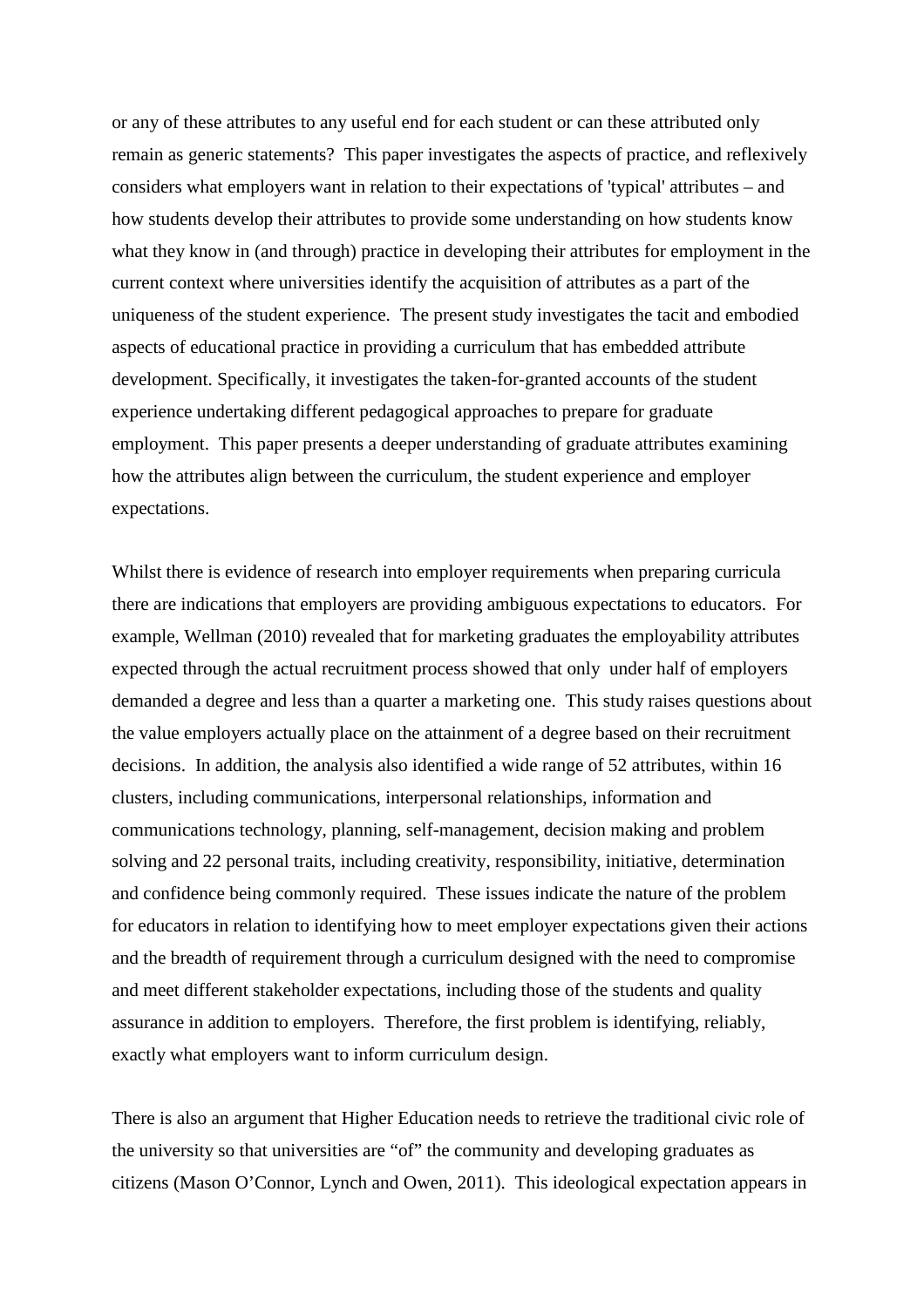or any of these attributes to any useful end for each student or can these attributed only remain as generic statements? This paper investigates the aspects of practice, and reflexively considers what employers want in relation to their expectations of 'typical' attributes – and how students develop their attributes to provide some understanding on how students know what they know in (and through) practice in developing their attributes for employment in the current context where universities identify the acquisition of attributes as a part of the uniqueness of the student experience. The present study investigates the tacit and embodied aspects of educational practice in providing a curriculum that has embedded attribute development. Specifically, it investigates the taken-for-granted accounts of the student experience undertaking different pedagogical approaches to prepare for graduate employment. This paper presents a deeper understanding of graduate attributes examining how the attributes align between the curriculum, the student experience and employer expectations.

Whilst there is evidence of research into employer requirements when preparing curricula there are indications that employers are providing ambiguous expectations to educators. For example, Wellman (2010) revealed that for marketing graduates the employability attributes expected through the actual recruitment process showed that only under half of employers demanded a degree and less than a quarter a marketing one. This study raises questions about the value employers actually place on the attainment of a degree based on their recruitment decisions. In addition, the analysis also identified a wide range of 52 attributes, within 16 clusters, including communications, interpersonal relationships, information and communications technology, planning, self-management, decision making and problem solving and 22 personal traits, including creativity, responsibility, initiative, determination and confidence being commonly required. These issues indicate the nature of the problem for educators in relation to identifying how to meet employer expectations given their actions and the breadth of requirement through a curriculum designed with the need to compromise and meet different stakeholder expectations, including those of the students and quality assurance in addition to employers. Therefore, the first problem is identifying, reliably, exactly what employers want to inform curriculum design.

There is also an argument that Higher Education needs to retrieve the traditional civic role of the university so that universities are "of" the community and developing graduates as citizens (Mason O'Connor, Lynch and Owen, 2011). This ideological expectation appears in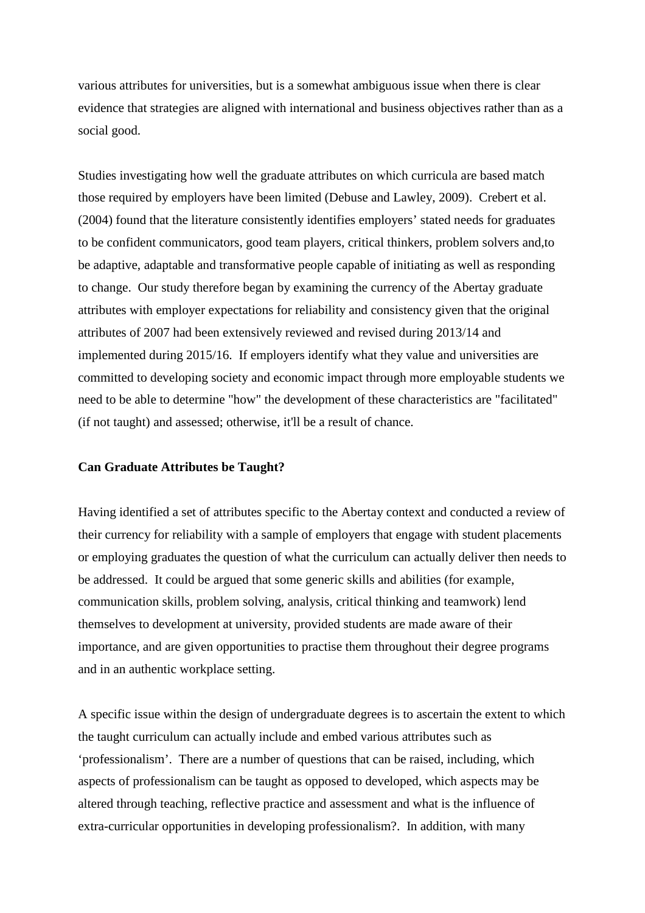various attributes for universities, but is a somewhat ambiguous issue when there is clear evidence that strategies are aligned with international and business objectives rather than as a social good.

Studies investigating how well the graduate attributes on which curricula are based match those required by employers have been limited (Debuse and Lawley, 2009). Crebert et al. (2004) found that the literature consistently identifies employers' stated needs for graduates to be confident communicators, good team players, critical thinkers, problem solvers and,to be adaptive, adaptable and transformative people capable of initiating as well as responding to change. Our study therefore began by examining the currency of the Abertay graduate attributes with employer expectations for reliability and consistency given that the original attributes of 2007 had been extensively reviewed and revised during 2013/14 and implemented during 2015/16. If employers identify what they value and universities are committed to developing society and economic impact through more employable students we need to be able to determine "how" the development of these characteristics are "facilitated" (if not taught) and assessed; otherwise, it'll be a result of chance.

**Can Graduate Attributes be Taught?**

Having identified a set of attributes specific to the Abertay context and conducted a review of their currency for reliability with a sample of employers that engage with student placements or employing graduates the question of what the curriculum can actually deliver then needs to be addressed. It could be argued that some generic skills and abilities (for example, communication skills, problem solving, analysis, critical thinking and teamwork) lend themselves to development at university, provided students are made aware of their importance, and are given opportunities to practise them throughout their degree programs and in an authentic workplace setting.

A specific issue within the design of undergraduate degrees is to ascertain the extent to which the taught curriculum can actually include and embed various attributes such as 'professionalism'. There are a number of questions that can be raised, including, which aspects of professionalism can be taught as opposed to developed, which aspects may be altered through teaching, reflective practice and assessment and what is the influence of extra-curricular opportunities in developing professionalism?. In addition, with many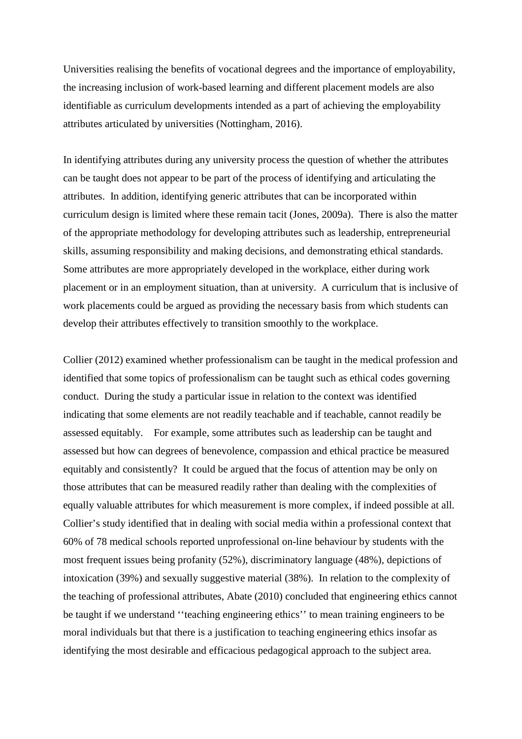Universities realising the benefits of vocational degrees and the importance of employability, the increasing inclusion of work-based learning and different placement models are also identifiable as curriculum developments intended as a part of achieving the employability attributes articulated by universities (Nottingham, 2016).

In identifying attributes during any university process the question of whether the attributes can be taught does not appear to be part of the process of identifying and articulating the attributes. In addition, identifying generic attributes that can be incorporated within curriculum design is limited where these remain tacit (Jones, 2009a). There is also the matter of the appropriate methodology for developing attributes such as leadership, entrepreneurial skills, assuming responsibility and making decisions, and demonstrating ethical standards. Some attributes are more appropriately developed in the workplace, either during work placement or in an employment situation, than at university. A curriculum that is inclusive of work placements could be argued as providing the necessary basis from which students can develop their attributes effectively to transition smoothly to the workplace.

Collier (2012) examined whether professionalism can be taught in the medical profession and identified that some topics of professionalism can be taught such as ethical codes governing conduct. During the study a particular issue in relation to the context was identified indicating that some elements are not readily teachable and if teachable, cannot readily be assessed equitably. For example, some attributes such as leadership can be taught and assessed but how can degrees of benevolence, compassion and ethical practice be measured equitably and consistently? It could be argued that the focus of attention may be only on those attributes that can be measured readily rather than dealing with the complexities of equally valuable attributes for which measurement is more complex, if indeed possible at all. Collier's study identified that in dealing with social media within a professional context that 60% of 78 medical schools reported unprofessional on-line behaviour by students with the most frequent issues being profanity (52%), discriminatory language (48%), depictions of intoxication (39%) and sexually suggestive material (38%). In relation to the complexity of the teaching of professional attributes, Abate (2010) concluded that engineering ethics cannot be taught if we understand ''teaching engineering ethics'' to mean training engineers to be moral individuals but that there is a justification to teaching engineering ethics insofar as identifying the most desirable and efficacious pedagogical approach to the subject area.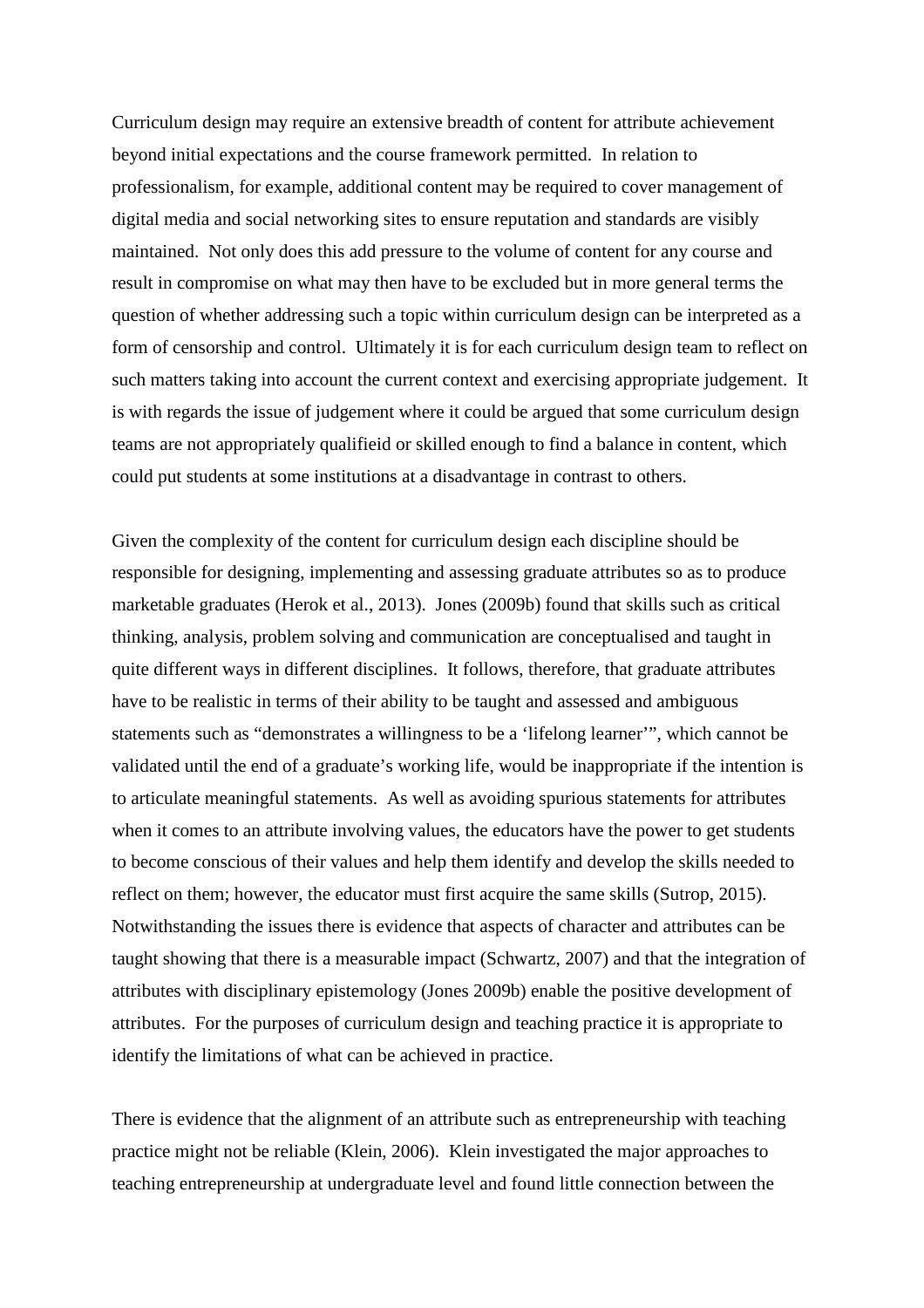Curriculum design may require an extensive breadth of content for attribute achievement beyond initial expectations and the course framework permitted. In relation to professionalism, for example, additional content may be required to cover management of digital media and social networking sites to ensure reputation and standards are visibly maintained. Not only does this add pressure to the volume of content for any course and result in compromise on what may then have to be excluded but in more general terms the question of whether addressing such a topic within curriculum design can be interpreted as a form of censorship and control. Ultimately it is for each curriculum design team to reflect on such matters taking into account the current context and exercising appropriate judgement. It is with regards the issue of judgement where it could be argued that some curriculum design teams are not appropriately qualifieid or skilled enough to find a balance in content, which could put students at some institutions at a disadvantage in contrast to others.

Given the complexity of the content for curriculum design each discipline should be responsible for designing, implementing and assessing graduate attributes so as to produce marketable graduates (Herok et al., 2013). Jones (2009b) found that skills such as critical thinking, analysis, problem solving and communication are conceptualised and taught in quite different ways in different disciplines. It follows, therefore, that graduate attributes have to be realistic in terms of their ability to be taught and assessed and ambiguous statements such as "demonstrates a willingness to be a 'lifelong learner'", which cannot be validated until the end of a graduate's working life, would be inappropriate if the intention is to articulate meaningful statements. As well as avoiding spurious statements for attributes when it comes to an attribute involving values, the educators have the power to get students to become conscious of their values and help them identify and develop the skills needed to reflect on them; however, the educator must first acquire the same skills (Sutrop, 2015). Notwithstanding the issues there is evidence that aspects of character and attributes can be taught showing that there is a measurable impact (Schwartz, 2007) and that the integration of attributes with disciplinary epistemology (Jones 2009b) enable the positive development of attributes. For the purposes of curriculum design and teaching practice it is appropriate to identify the limitations of what can be achieved in practice.

There is evidence that the alignment of an attribute such as entrepreneurship with teaching practice might not be reliable (Klein, 2006). Klein investigated the major approaches to teaching entrepreneurship at undergraduate level and found little connection between the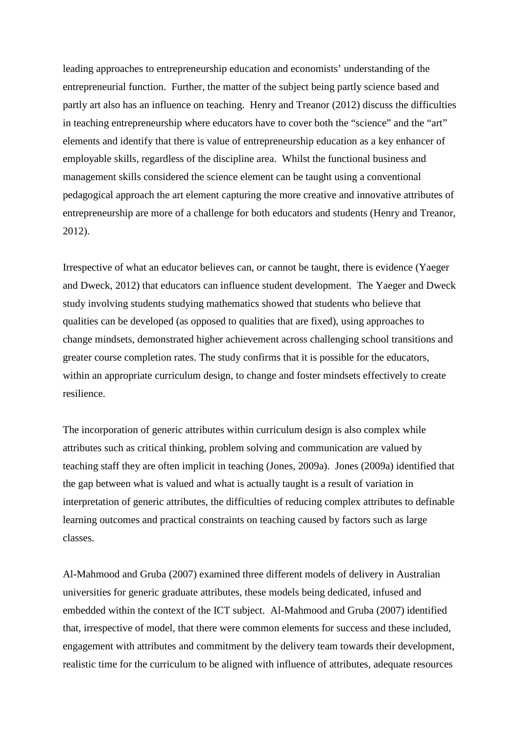leading approaches to entrepreneurship education and economists' understanding of the entrepreneurial function. Further, the matter of the subject being partly science based and partly art also has an influence on teaching. Henry and Treanor (2012) discuss the difficulties in teaching entrepreneurship where educators have to cover both the "science" and the "art" elements and identify that there is value of entrepreneurship education as a key enhancer of employable skills, regardless of the discipline area. Whilst the functional business and management skills considered the science element can be taught using a conventional pedagogical approach the art element capturing the more creative and innovative attributes of entrepreneurship are more of a challenge for both educators and students (Henry and Treanor, 2012).

Irrespective of what an educator believes can, or cannot be taught, there is evidence (Yaeger and Dweck, 2012) that educators can influence student development. The Yaeger and Dweck study involving students studying mathematics showed that students who believe that qualities can be developed (as opposed to qualities that are fixed), using approaches to change mindsets, demonstrated higher achievement across challenging school transitions and greater course completion rates. The study confirms that it is possible for the educators, within an appropriate curriculum design, to change and foster mindsets effectively to create resilience.

The incorporation of generic attributes within curriculum design is also complex while attributes such as critical thinking, problem solving and communication are valued by teaching staff they are often implicit in teaching (Jones, 2009a). Jones (2009a) identified that the gap between what is valued and what is actually taught is a result of variation in interpretation of generic attributes, the difficulties of reducing complex attributes to definable learning outcomes and practical constraints on teaching caused by factors such as large classes.

Al-Mahmood and Gruba (2007) examined three different models of delivery in Australian universities for generic graduate attributes, these models being dedicated, infused and embedded within the context of the ICT subject. Al-Mahmood and Gruba (2007) identified that, irrespective of model, that there were common elements for success and these included, engagement with attributes and commitment by the delivery team towards their development, realistic time for the curriculum to be aligned with influence of attributes, adequate resources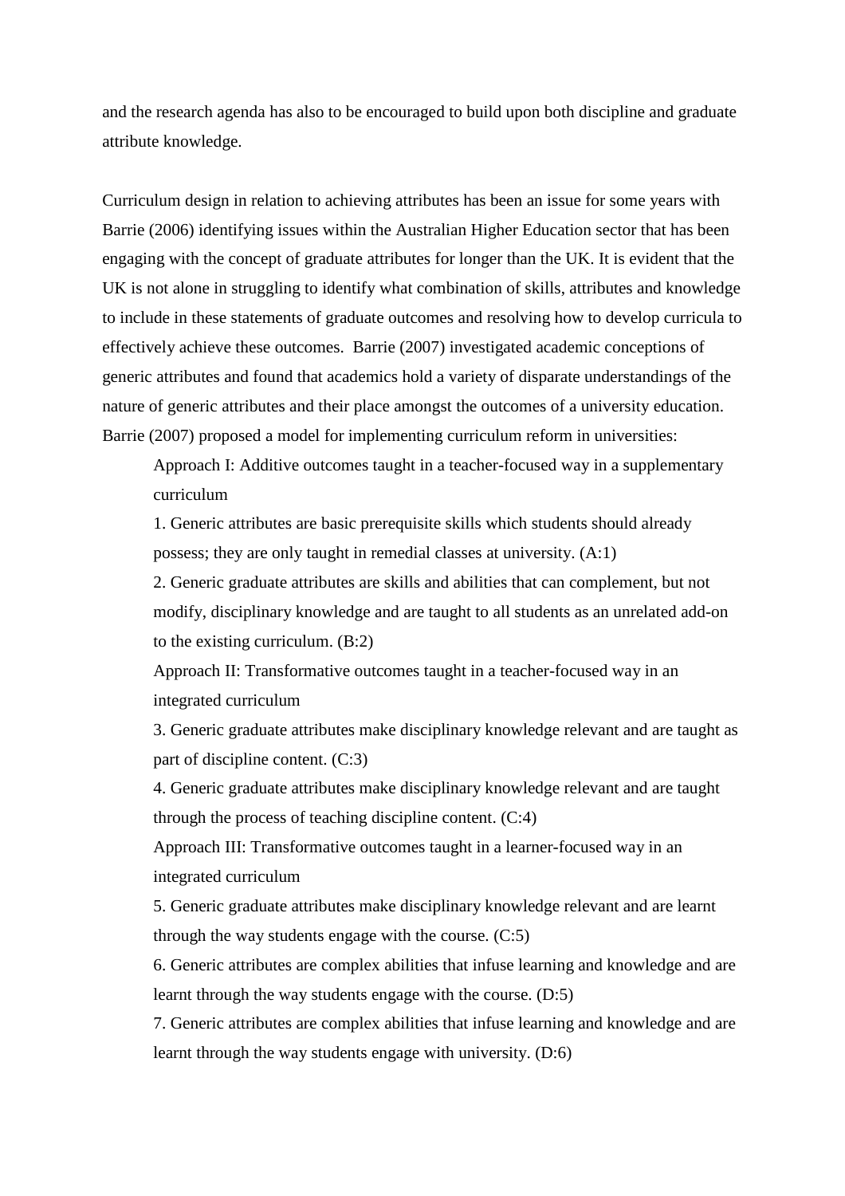and the research agenda has also to be encouraged to build upon both discipline and graduate attribute knowledge.

Curriculum design in relation to achieving attributes has been an issue for some years with Barrie (2006) identifying issues within the Australian Higher Education sector that has been engaging with the concept of graduate attributes for longer than the UK. It is evident that the UK is not alone in struggling to identify what combination of skills, attributes and knowledge to include in these statements of graduate outcomes and resolving how to develop curricula to effectively achieve these outcomes. Barrie (2007) investigated academic conceptions of generic attributes and found that academics hold a variety of disparate understandings of the nature of generic attributes and their place amongst the outcomes of a university education. Barrie (2007) proposed a model for implementing curriculum reform in universities:

> Approach I: Additive outcomes taught in a teacher-focused way in a supplementary curriculum
>
> 1. Generic attributes are basic prerequisite skills which students should already possess; they are only taught in remedial classes at university. (A:1)
>
> 2. Generic graduate attributes are skills and abilities that can complement, but not modify, disciplinary knowledge and are taught to all students as an unrelated add-on to the existing curriculum. (B:2)
>
> Approach II: Transformative outcomes taught in a teacher-focused way in an integrated curriculum
>
> 3. Generic graduate attributes make disciplinary knowledge relevant and are taught as part of discipline content. (C:3)
>
> 4. Generic graduate attributes make disciplinary knowledge relevant and are taught through the process of teaching discipline content. (C:4)
>
> Approach III: Transformative outcomes taught in a learner-focused way in an integrated curriculum
>
> 5. Generic graduate attributes make disciplinary knowledge relevant and are learnt through the way students engage with the course. (C:5)
>
> 6. Generic attributes are complex abilities that infuse learning and knowledge and are learnt through the way students engage with the course. (D:5)
>
> 7. Generic attributes are complex abilities that infuse learning and knowledge and are learnt through the way students engage with university. (D:6)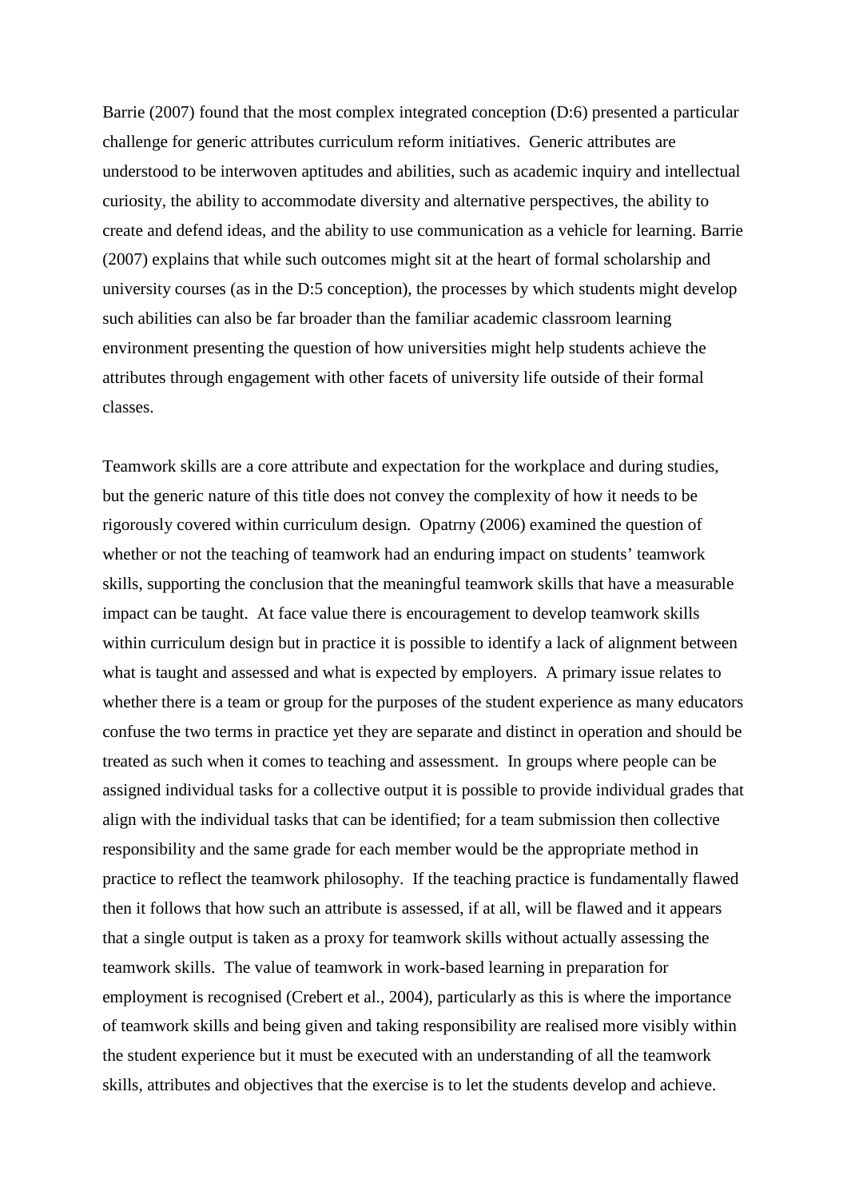Barrie (2007) found that the most complex integrated conception (D:6) presented a particular challenge for generic attributes curriculum reform initiatives. Generic attributes are understood to be interwoven aptitudes and abilities, such as academic inquiry and intellectual curiosity, the ability to accommodate diversity and alternative perspectives, the ability to create and defend ideas, and the ability to use communication as a vehicle for learning. Barrie (2007) explains that while such outcomes might sit at the heart of formal scholarship and university courses (as in the D:5 conception), the processes by which students might develop such abilities can also be far broader than the familiar academic classroom learning environment presenting the question of how universities might help students achieve the attributes through engagement with other facets of university life outside of their formal classes.

Teamwork skills are a core attribute and expectation for the workplace and during studies, but the generic nature of this title does not convey the complexity of how it needs to be rigorously covered within curriculum design. Opatrny (2006) examined the question of whether or not the teaching of teamwork had an enduring impact on students' teamwork skills, supporting the conclusion that the meaningful teamwork skills that have a measurable impact can be taught. At face value there is encouragement to develop teamwork skills within curriculum design but in practice it is possible to identify a lack of alignment between what is taught and assessed and what is expected by employers. A primary issue relates to whether there is a team or group for the purposes of the student experience as many educators confuse the two terms in practice yet they are separate and distinct in operation and should be treated as such when it comes to teaching and assessment. In groups where people can be assigned individual tasks for a collective output it is possible to provide individual grades that align with the individual tasks that can be identified; for a team submission then collective responsibility and the same grade for each member would be the appropriate method in practice to reflect the teamwork philosophy. If the teaching practice is fundamentally flawed then it follows that how such an attribute is assessed, if at all, will be flawed and it appears that a single output is taken as a proxy for teamwork skills without actually assessing the teamwork skills. The value of teamwork in work-based learning in preparation for employment is recognised (Crebert et al., 2004), particularly as this is where the importance of teamwork skills and being given and taking responsibility are realised more visibly within the student experience but it must be executed with an understanding of all the teamwork skills, attributes and objectives that the exercise is to let the students develop and achieve.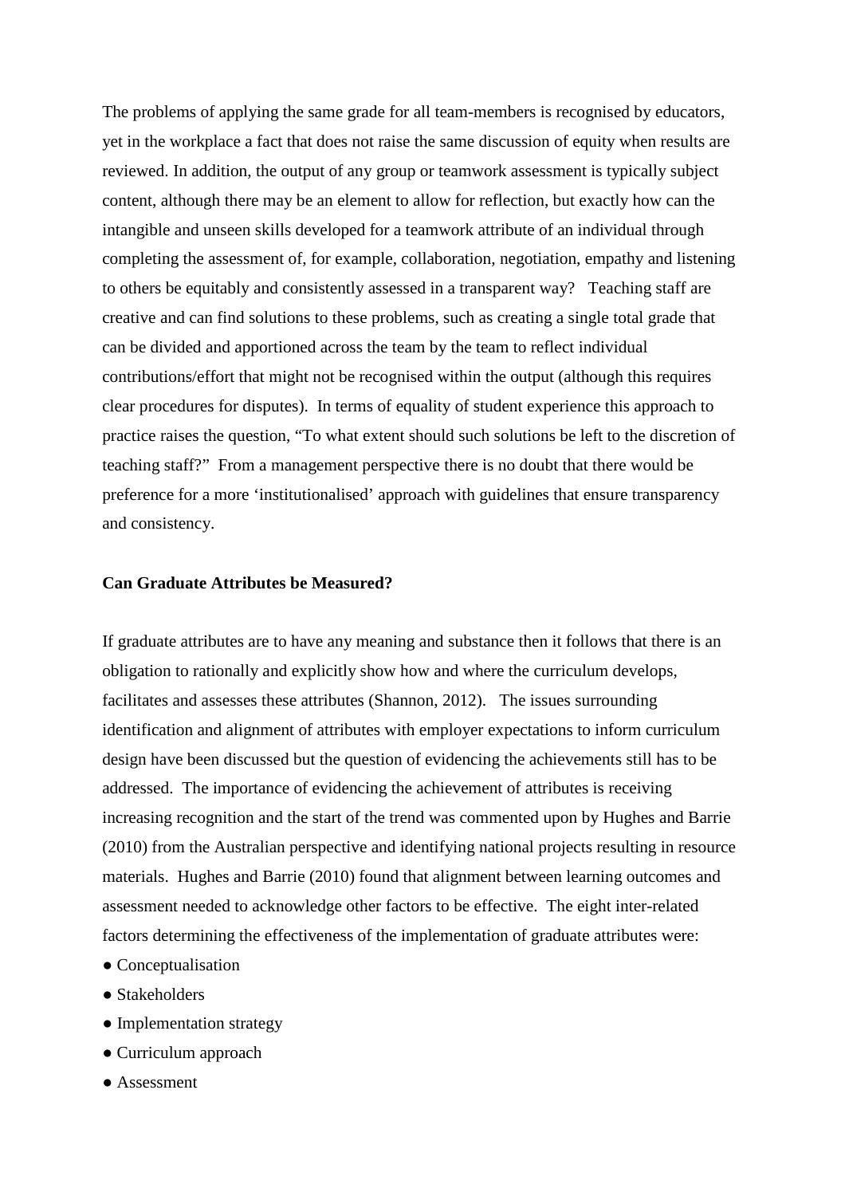The problems of applying the same grade for all team-members is recognised by educators, yet in the workplace a fact that does not raise the same discussion of equity when results are reviewed. In addition, the output of any group or teamwork assessment is typically subject content, although there may be an element to allow for reflection, but exactly how can the intangible and unseen skills developed for a teamwork attribute of an individual through completing the assessment of, for example, collaboration, negotiation, empathy and listening to others be equitably and consistently assessed in a transparent way? Teaching staff are creative and can find solutions to these problems, such as creating a single total grade that can be divided and apportioned across the team by the team to reflect individual contributions/effort that might not be recognised within the output (although this requires clear procedures for disputes). In terms of equality of student experience this approach to practice raises the question, "To what extent should such solutions be left to the discretion of teaching staff?" From a management perspective there is no doubt that there would be preference for a more 'institutionalised' approach with guidelines that ensure transparency and consistency.

**Can Graduate Attributes be Measured?**

If graduate attributes are to have any meaning and substance then it follows that there is an obligation to rationally and explicitly show how and where the curriculum develops, facilitates and assesses these attributes (Shannon, 2012). The issues surrounding identification and alignment of attributes with employer expectations to inform curriculum design have been discussed but the question of evidencing the achievements still has to be addressed. The importance of evidencing the achievement of attributes is receiving increasing recognition and the start of the trend was commented upon by Hughes and Barrie (2010) from the Australian perspective and identifying national projects resulting in resource materials. Hughes and Barrie (2010) found that alignment between learning outcomes and assessment needed to acknowledge other factors to be effective. The eight inter-related factors determining the effectiveness of the implementation of graduate attributes were:

- Conceptualisation
- Stakeholders
- Implementation strategy
- Curriculum approach
- Assessment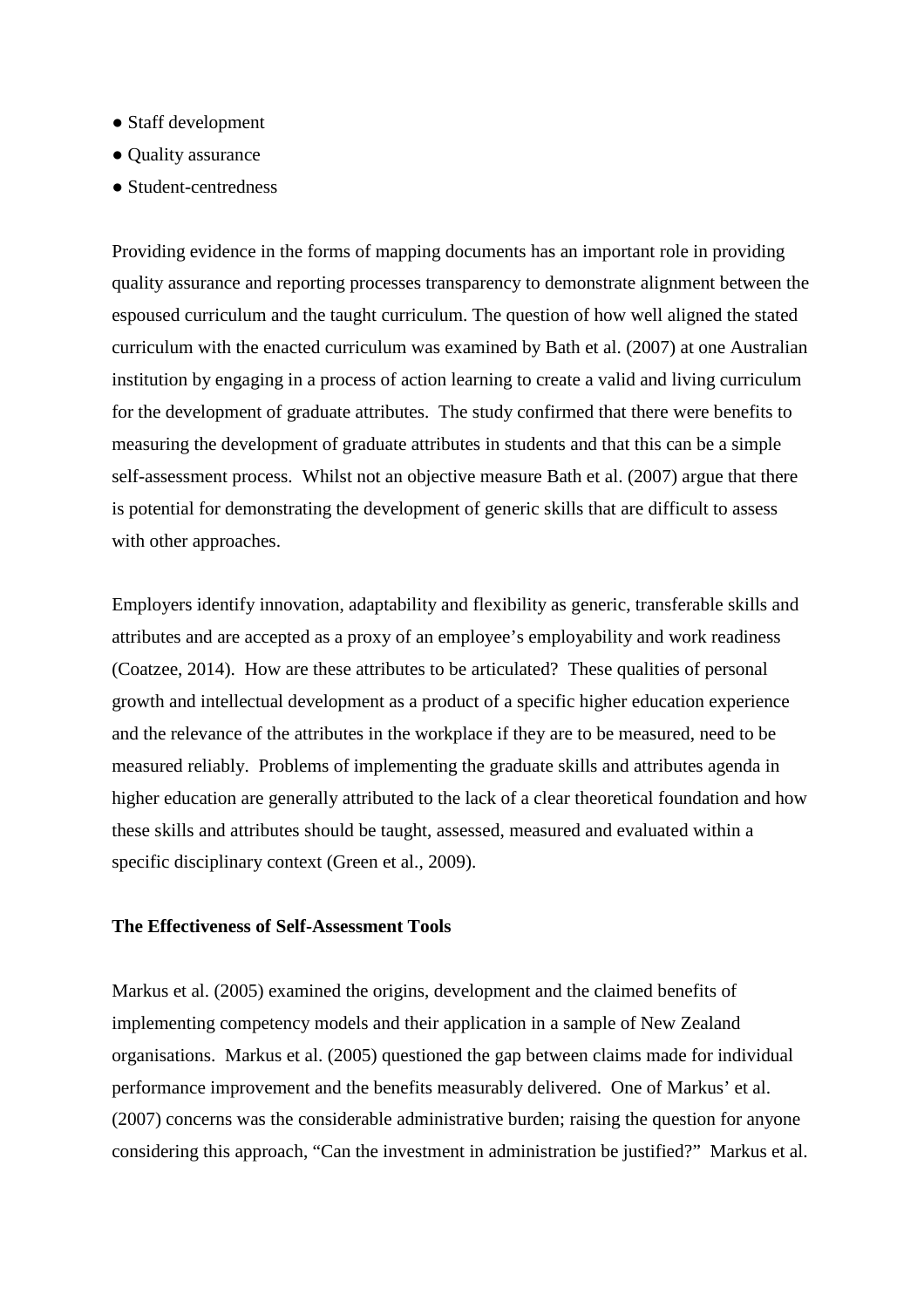- Staff development
- Quality assurance
- Student-centredness

Providing evidence in the forms of mapping documents has an important role in providing quality assurance and reporting processes transparency to demonstrate alignment between the espoused curriculum and the taught curriculum. The question of how well aligned the stated curriculum with the enacted curriculum was examined by Bath et al. (2007) at one Australian institution by engaging in a process of action learning to create a valid and living curriculum for the development of graduate attributes. The study confirmed that there were benefits to measuring the development of graduate attributes in students and that this can be a simple self-assessment process. Whilst not an objective measure Bath et al. (2007) argue that there is potential for demonstrating the development of generic skills that are difficult to assess with other approaches.

Employers identify innovation, adaptability and flexibility as generic, transferable skills and attributes and are accepted as a proxy of an employee's employability and work readiness (Coatzee, 2014). How are these attributes to be articulated? These qualities of personal growth and intellectual development as a product of a specific higher education experience and the relevance of the attributes in the workplace if they are to be measured, need to be measured reliably. Problems of implementing the graduate skills and attributes agenda in higher education are generally attributed to the lack of a clear theoretical foundation and how these skills and attributes should be taught, assessed, measured and evaluated within a specific disciplinary context (Green et al., 2009).

**The Effectiveness of Self-Assessment Tools**

Markus et al. (2005) examined the origins, development and the claimed benefits of implementing competency models and their application in a sample of New Zealand organisations. Markus et al. (2005) questioned the gap between claims made for individual performance improvement and the benefits measurably delivered. One of Markus' et al. (2007) concerns was the considerable administrative burden; raising the question for anyone considering this approach, "Can the investment in administration be justified?" Markus et al.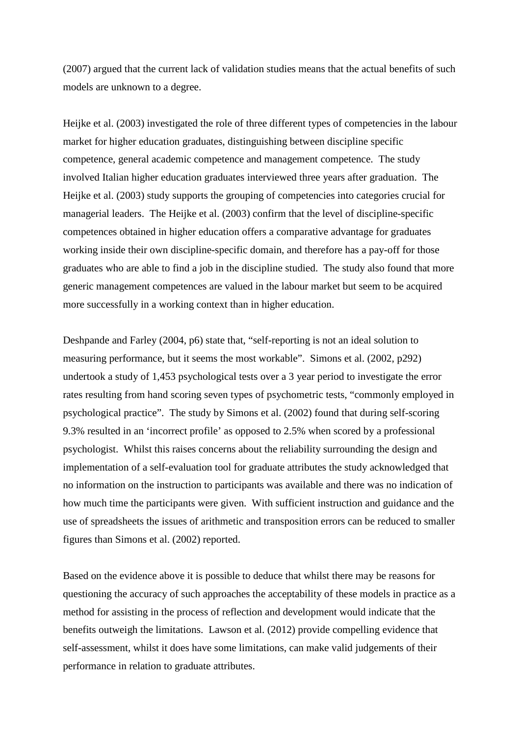(2007) argued that the current lack of validation studies means that the actual benefits of such models are unknown to a degree.

Heijke et al. (2003) investigated the role of three different types of competencies in the labour market for higher education graduates, distinguishing between discipline specific competence, general academic competence and management competence. The study involved Italian higher education graduates interviewed three years after graduation. The Heijke et al. (2003) study supports the grouping of competencies into categories crucial for managerial leaders. The Heijke et al. (2003) confirm that the level of discipline-specific competences obtained in higher education offers a comparative advantage for graduates working inside their own discipline-specific domain, and therefore has a pay-off for those graduates who are able to find a job in the discipline studied. The study also found that more generic management competences are valued in the labour market but seem to be acquired more successfully in a working context than in higher education.

Deshpande and Farley (2004, p6) state that, "self-reporting is not an ideal solution to measuring performance, but it seems the most workable". Simons et al. (2002, p292) undertook a study of 1,453 psychological tests over a 3 year period to investigate the error rates resulting from hand scoring seven types of psychometric tests, "commonly employed in psychological practice". The study by Simons et al. (2002) found that during self-scoring 9.3% resulted in an 'incorrect profile' as opposed to 2.5% when scored by a professional psychologist. Whilst this raises concerns about the reliability surrounding the design and implementation of a self-evaluation tool for graduate attributes the study acknowledged that no information on the instruction to participants was available and there was no indication of how much time the participants were given. With sufficient instruction and guidance and the use of spreadsheets the issues of arithmetic and transposition errors can be reduced to smaller figures than Simons et al. (2002) reported.

Based on the evidence above it is possible to deduce that whilst there may be reasons for questioning the accuracy of such approaches the acceptability of these models in practice as a method for assisting in the process of reflection and development would indicate that the benefits outweigh the limitations. Lawson et al. (2012) provide compelling evidence that self-assessment, whilst it does have some limitations, can make valid judgements of their performance in relation to graduate attributes.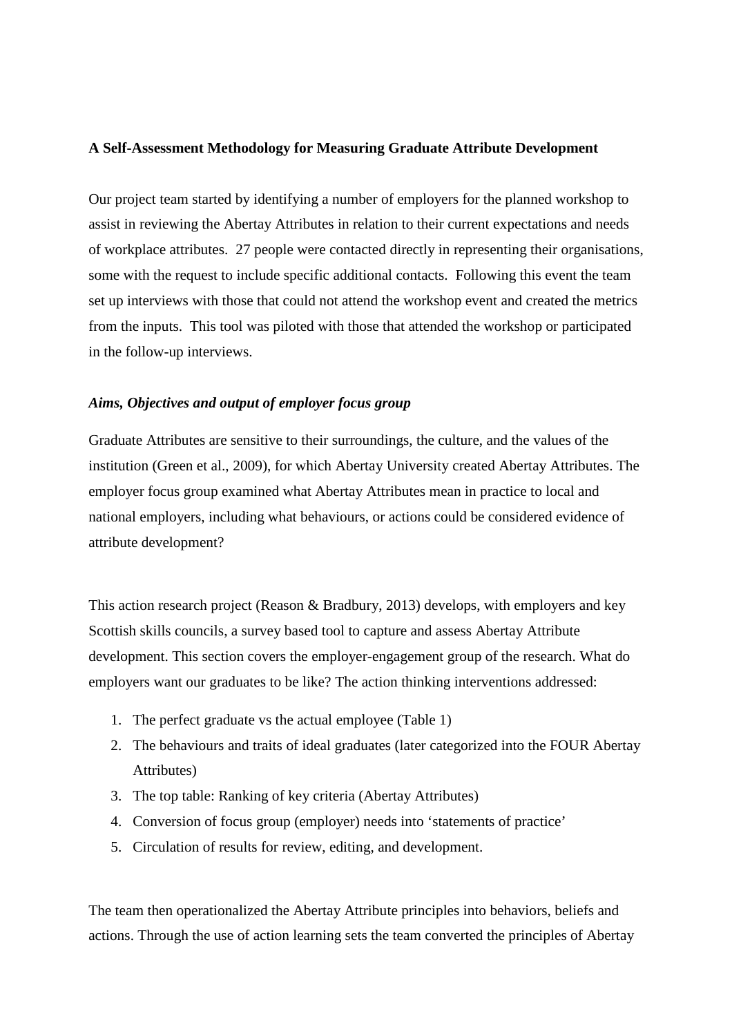**A Self-Assessment Methodology for Measuring Graduate Attribute Development**

Our project team started by identifying a number of employers for the planned workshop to assist in reviewing the Abertay Attributes in relation to their current expectations and needs of workplace attributes.  27 people were contacted directly in representing their organisations, some with the request to include specific additional contacts.  Following this event the team set up interviews with those that could not attend the workshop event and created the metrics from the inputs.  This tool was piloted with those that attended the workshop or participated in the follow-up interviews.

***Aims, Objectives and output of employer focus group***

Graduate Attributes are sensitive to their surroundings, the culture, and the values of the institution (Green et al., 2009), for which Abertay University created Abertay Attributes. The employer focus group examined what Abertay Attributes mean in practice to local and national employers, including what behaviours, or actions could be considered evidence of attribute development?

This action research project (Reason & Bradbury, 2013) develops, with employers and key Scottish skills councils, a survey based tool to capture and assess Abertay Attribute development. This section covers the employer-engagement group of the research. What do employers want our graduates to be like? The action thinking interventions addressed:

1. The perfect graduate vs the actual employee (Table 1)
2. The behaviours and traits of ideal graduates (later categorized into the FOUR Abertay Attributes)
3. The top table: Ranking of key criteria (Abertay Attributes)
4. Conversion of focus group (employer) needs into 'statements of practice'
5. Circulation of results for review, editing, and development.

The team then operationalized the Abertay Attribute principles into behaviors, beliefs and actions. Through the use of action learning sets the team converted the principles of Abertay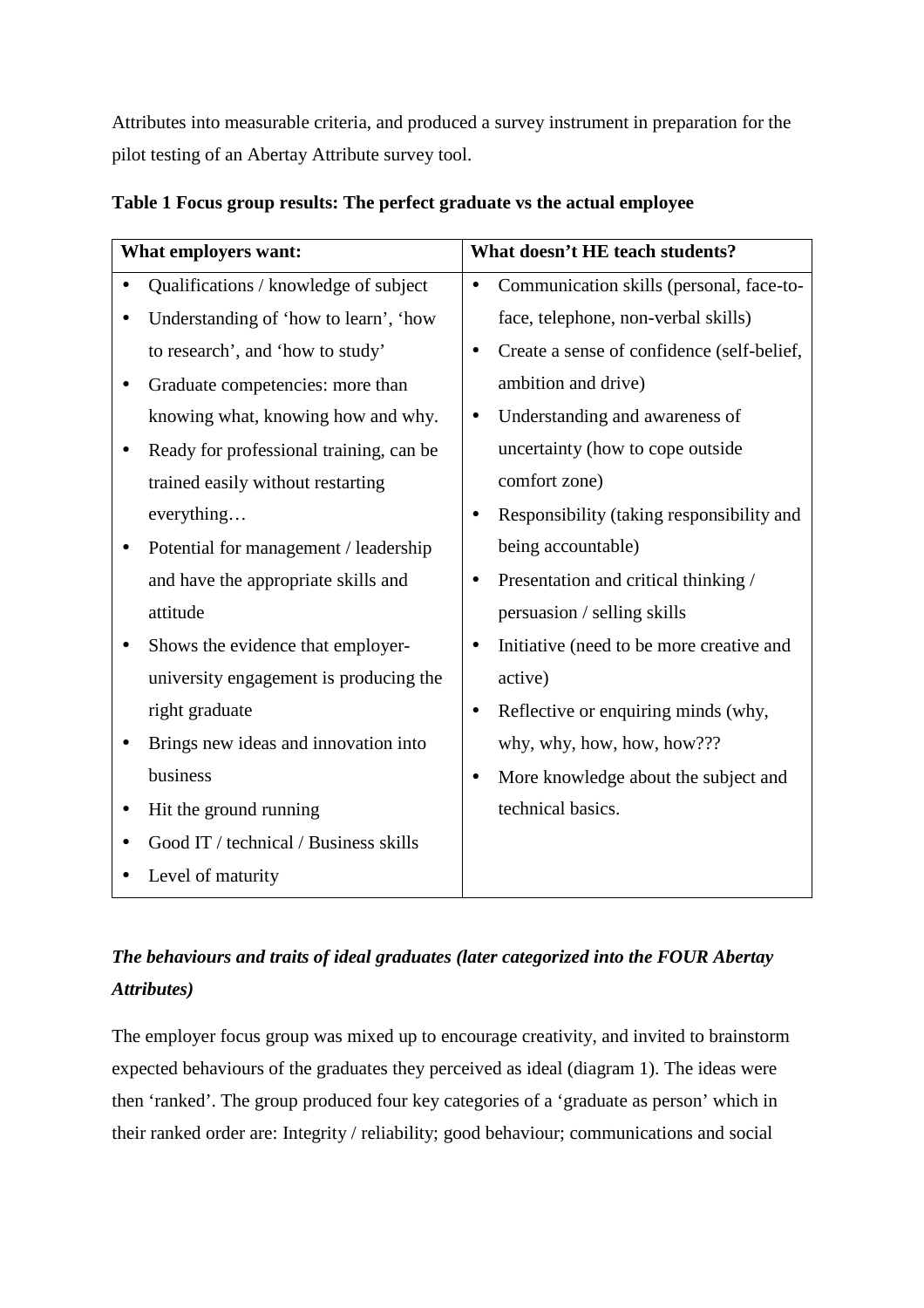Attributes into measurable criteria, and produced a survey instrument in preparation for the pilot testing of an Abertay Attribute survey tool.

**Table 1 Focus group results: The perfect graduate vs the actual employee**

| What employers want: | What doesn't HE teach students? |
|---|---|
| • Qualifications / knowledge of subject<br>• Understanding of 'how to learn', 'how to research', and 'how to study'<br>• Graduate competencies: more than knowing what, knowing how and why.<br>• Ready for professional training, can be trained easily without restarting everything…<br>• Potential for management / leadership and have the appropriate skills and attitude<br>• Shows the evidence that employer-university engagement is producing the right graduate<br>• Brings new ideas and innovation into business<br>• Hit the ground running<br>• Good IT / technical / Business skills<br>• Level of maturity | • Communication skills (personal, face-to-face, telephone, non-verbal skills)<br>• Create a sense of confidence (self-belief, ambition and drive)<br>• Understanding and awareness of uncertainty (how to cope outside comfort zone)<br>• Responsibility (taking responsibility and being accountable)<br>• Presentation and critical thinking / persuasion / selling skills<br>• Initiative (need to be more creative and active)<br>• Reflective or enquiring minds (why, why, why, how, how, how???<br>• More knowledge about the subject and technical basics. |

***The behaviours and traits of ideal graduates (later categorized into the FOUR Abertay Attributes)***

The employer focus group was mixed up to encourage creativity, and invited to brainstorm expected behaviours of the graduates they perceived as ideal (diagram 1). The ideas were then 'ranked'. The group produced four key categories of a 'graduate as person' which in their ranked order are: Integrity / reliability; good behaviour; communications and social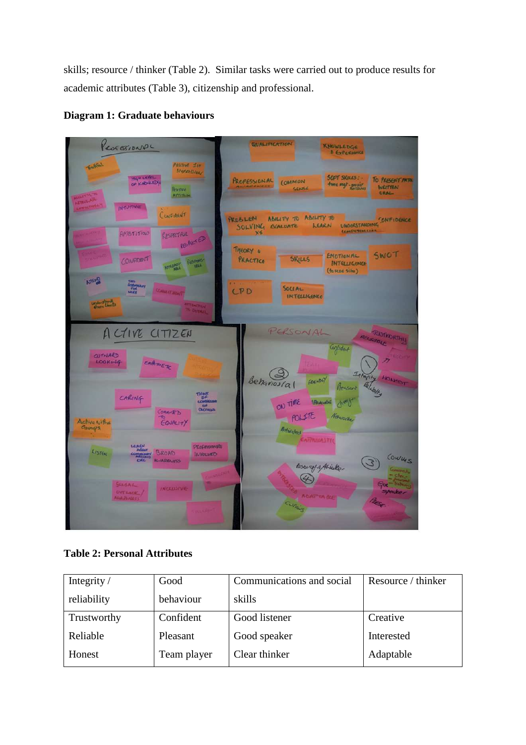skills; resource / thinker (Table 2). Similar tasks were carried out to produce results for academic attributes (Table 3), citizenship and professional.

**Diagram 1: Graduate behaviours**

**Table 2: Personal Attributes**

| Integrity / reliability | Good behaviour | Communications and social skills | Resource / thinker |
|---|---|---|---|
| Trustworthy<br>Reliable<br>Honest | Confident<br>Pleasant<br>Team player | Good listener<br>Good speaker<br>Clear thinker | Creative<br>Interested<br>Adaptable |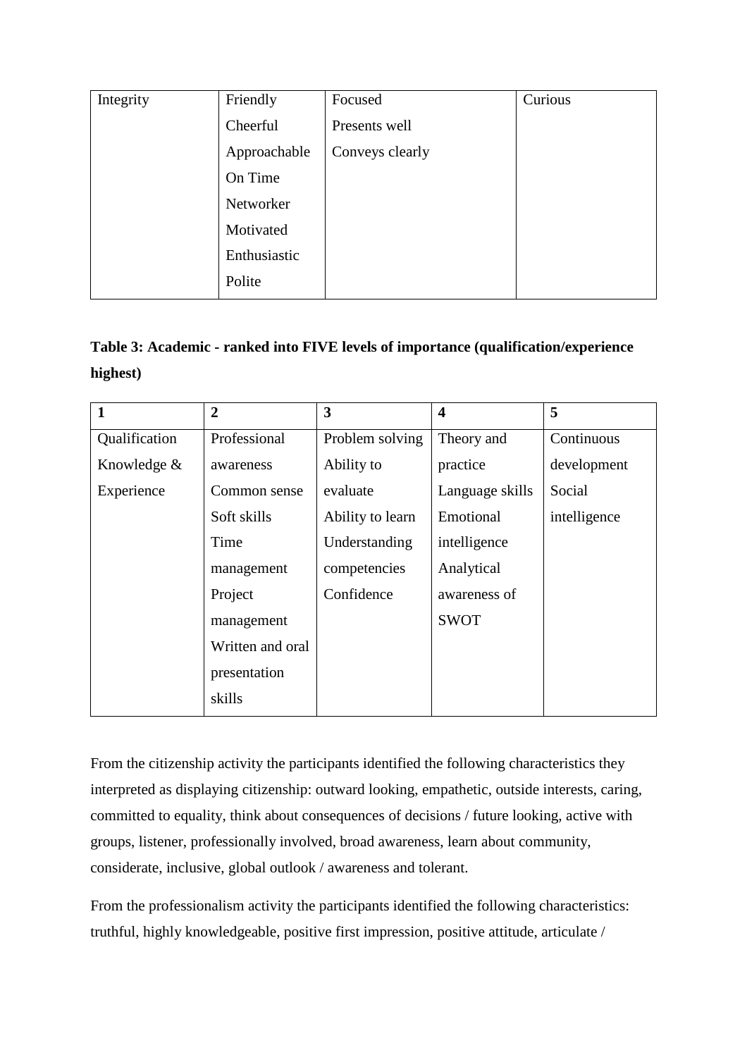| Integrity | Friendly<br>Cheerful<br>Approachable<br>On Time<br>Networker<br>Motivated<br>Enthusiastic<br>Polite | Focused<br>Presents well<br>Conveys clearly | Curious |
|---|---|---|---|

**Table 3: Academic - ranked into FIVE levels of importance (qualification/experience highest)**

| 1 | 2 | 3 | 4 | 5 |
|---|---|---|---|---|
| Qualification<br>Knowledge &<br>Experience | Professional awareness<br>Common sense<br>Soft skills<br>Time management<br>Project management<br>Written and oral presentation skills | Problem solving<br>Ability to evaluate<br>Ability to learn<br>Understanding competencies<br>Confidence | Theory and practice<br>Language skills<br>Emotional intelligence<br>Analytical awareness of SWOT | Continuous development<br>Social intelligence |

From the citizenship activity the participants identified the following characteristics they interpreted as displaying citizenship: outward looking, empathetic, outside interests, caring, committed to equality, think about consequences of decisions / future looking, active with groups, listener, professionally involved, broad awareness, learn about community, considerate, inclusive, global outlook / awareness and tolerant.

From the professionalism activity the participants identified the following characteristics: truthful, highly knowledgeable, positive first impression, positive attitude, articulate /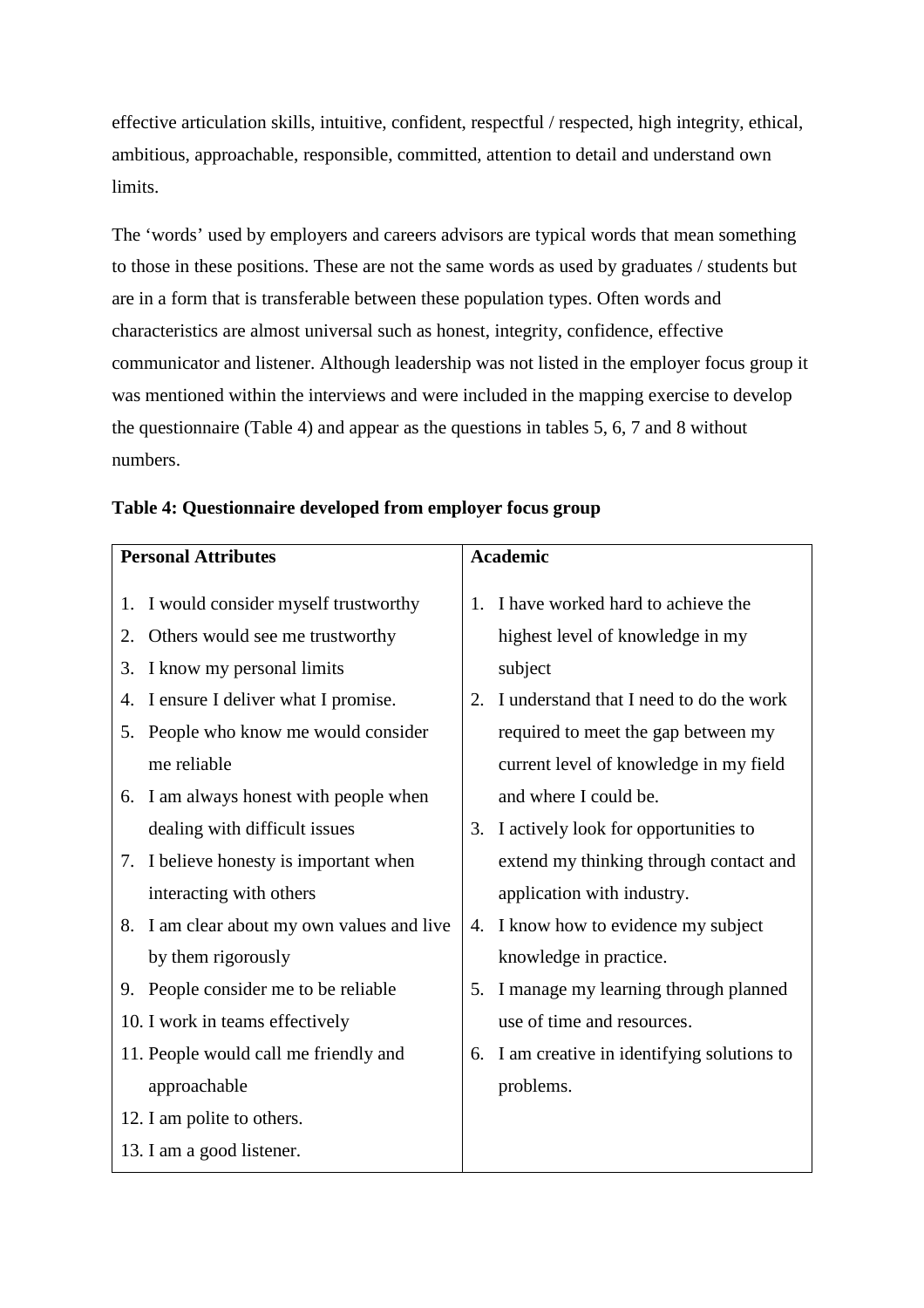effective articulation skills, intuitive, confident, respectful / respected, high integrity, ethical, ambitious, approachable, responsible, committed, attention to detail and understand own limits.

The 'words' used by employers and careers advisors are typical words that mean something to those in these positions. These are not the same words as used by graduates / students but are in a form that is transferable between these population types. Often words and characteristics are almost universal such as honest, integrity, confidence, effective communicator and listener. Although leadership was not listed in the employer focus group it was mentioned within the interviews and were included in the mapping exercise to develop the questionnaire (Table 4) and appear as the questions in tables 5, 6, 7 and 8 without numbers.

**Table 4: Questionnaire developed from employer focus group**

| Personal Attributes | Academic |
|---|---|
| 1. I would consider myself trustworthy<br>2. Others would see me trustworthy<br>3. I know my personal limits<br>4. I ensure I deliver what I promise.<br>5. People who know me would consider me reliable<br>6. I am always honest with people when dealing with difficult issues<br>7. I believe honesty is important when interacting with others<br>8. I am clear about my own values and live by them rigorously<br>9. People consider me to be reliable<br>10. I work in teams effectively<br>11. People would call me friendly and approachable<br>12. I am polite to others.<br>13. I am a good listener. | 1. I have worked hard to achieve the highest level of knowledge in my subject<br>2. I understand that I need to do the work required to meet the gap between my current level of knowledge in my field and where I could be.<br>3. I actively look for opportunities to extend my thinking through contact and application with industry.<br>4. I know how to evidence my subject knowledge in practice.<br>5. I manage my learning through planned use of time and resources.<br>6. I am creative in identifying solutions to problems. |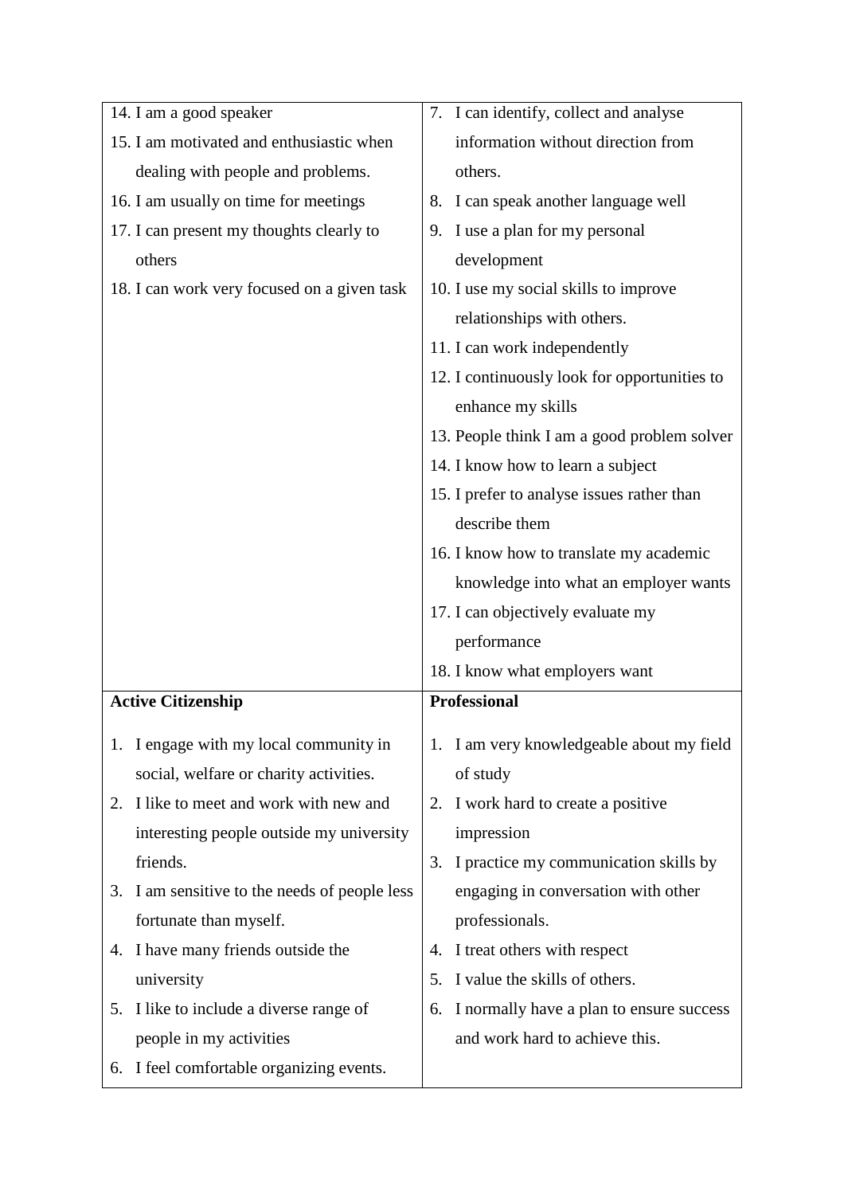| | |
|---|---|
| 14. I am a good speaker<br>15. I am motivated and enthusiastic when dealing with people and problems.<br>16. I am usually on time for meetings<br>17. I can present my thoughts clearly to others<br>18. I can work very focused on a given task | 7. I can identify, collect and analyse information without direction from others.<br>8. I can speak another language well<br>9. I use a plan for my personal development<br>10. I use my social skills to improve relationships with others.<br>11. I can work independently<br>12. I continuously look for opportunities to enhance my skills<br>13. People think I am a good problem solver<br>14. I know how to learn a subject<br>15. I prefer to analyse issues rather than describe them<br>16. I know how to translate my academic knowledge into what an employer wants<br>17. I can objectively evaluate my performance<br>18. I know what employers want |
| **Active Citizenship**<br><br>1. I engage with my local community in social, welfare or charity activities.<br>2. I like to meet and work with new and interesting people outside my university friends.<br>3. I am sensitive to the needs of people less fortunate than myself.<br>4. I have many friends outside the university<br>5. I like to include a diverse range of people in my activities<br>6. I feel comfortable organizing events. | **Professional**<br><br>1. I am very knowledgeable about my field of study<br>2. I work hard to create a positive impression<br>3. I practice my communication skills by engaging in conversation with other professionals.<br>4. I treat others with respect<br>5. I value the skills of others.<br>6. I normally have a plan to ensure success and work hard to achieve this. |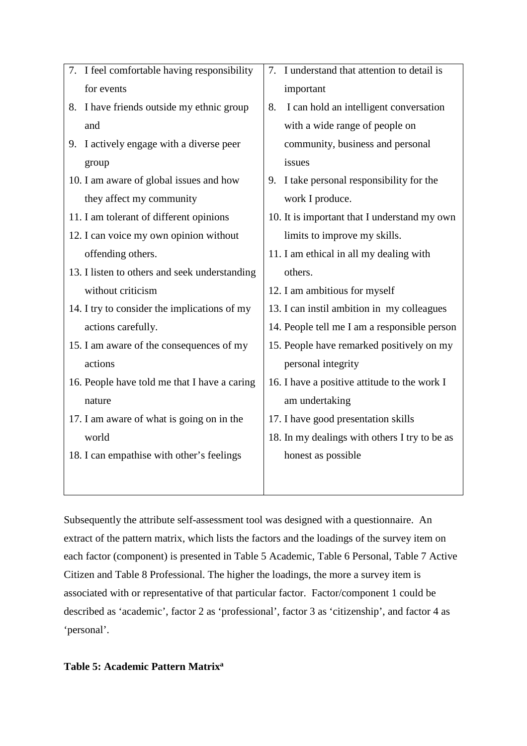| | |
|---|---|
| 7. I feel comfortable having responsibility for events<br>8. I have friends outside my ethnic group and<br>9. I actively engage with a diverse peer group<br>10. I am aware of global issues and how they affect my community<br>11. I am tolerant of different opinions<br>12. I can voice my own opinion without offending others.<br>13. I listen to others and seek understanding without criticism<br>14. I try to consider the implications of my actions carefully.<br>15. I am aware of the consequences of my actions<br>16. People have told me that I have a caring nature<br>17. I am aware of what is going on in the world<br>18. I can empathise with other's feelings | 7. I understand that attention to detail is important<br>8. I can hold an intelligent conversation with a wide range of people on community, business and personal issues<br>9. I take personal responsibility for the work I produce.<br>10. It is important that I understand my own limits to improve my skills.<br>11. I am ethical in all my dealing with others.<br>12. I am ambitious for myself<br>13. I can instil ambition in my colleagues<br>14. People tell me I am a responsible person<br>15. People have remarked positively on my personal integrity<br>16. I have a positive attitude to the work I am undertaking<br>17. I have good presentation skills<br>18. In my dealings with others I try to be as honest as possible |

Subsequently the attribute self-assessment tool was designed with a questionnaire. An extract of the pattern matrix, which lists the factors and the loadings of the survey item on each factor (component) is presented in Table 5 Academic, Table 6 Personal, Table 7 Active Citizen and Table 8 Professional. The higher the loadings, the more a survey item is associated with or representative of that particular factor. Factor/component 1 could be described as 'academic', factor 2 as 'professional', factor 3 as 'citizenship', and factor 4 as 'personal'.

**Table 5: Academic Pattern Matrix[a]**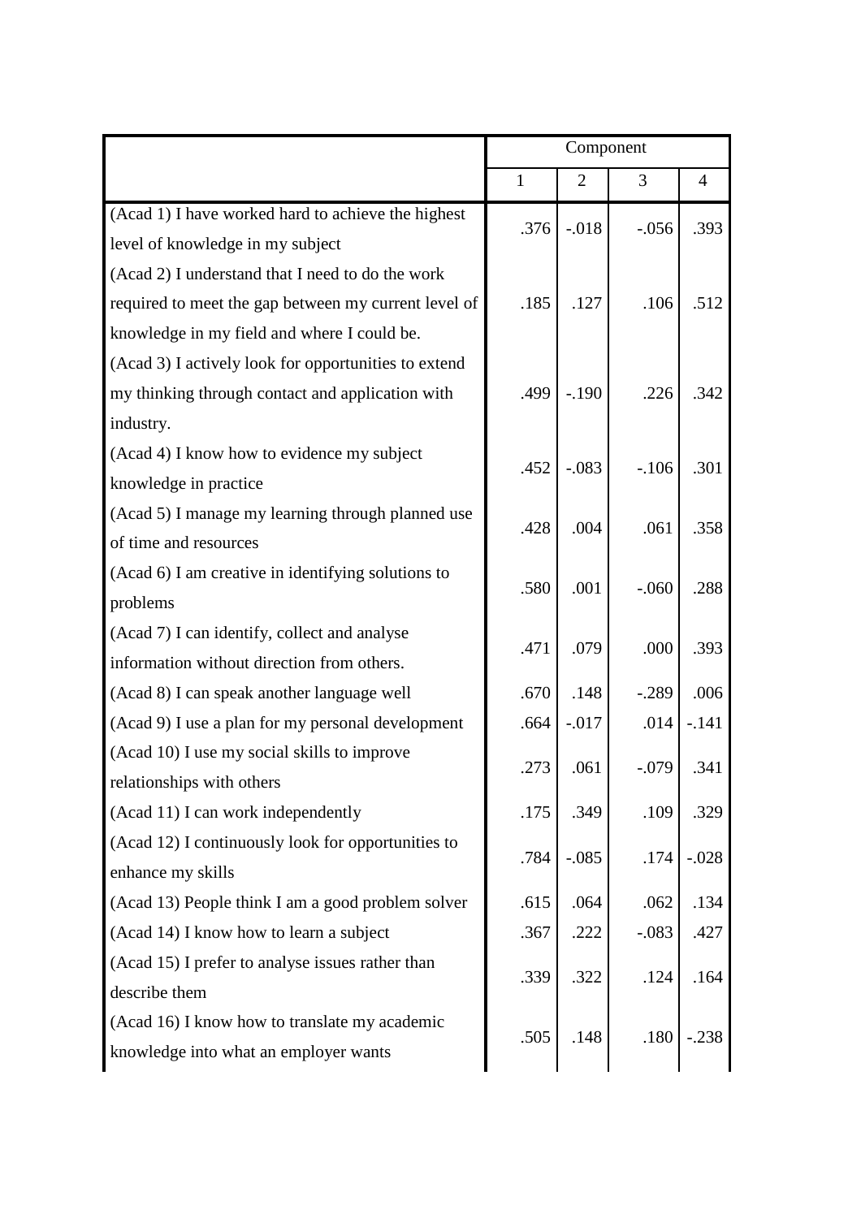| | Component | | | |
|---|---|---|---|---|
| | 1 | 2 | 3 | 4 |
| (Acad 1) I have worked hard to achieve the highest level of knowledge in my subject | .376 | -.018 | -.056 | .393 |
| (Acad 2) I understand that I need to do the work required to meet the gap between my current level of knowledge in my field and where I could be. | .185 | .127 | .106 | .512 |
| (Acad 3) I actively look for opportunities to extend my thinking through contact and application with industry. | .499 | -.190 | .226 | .342 |
| (Acad 4) I know how to evidence my subject knowledge in practice | .452 | -.083 | -.106 | .301 |
| (Acad 5) I manage my learning through planned use of time and resources | .428 | .004 | .061 | .358 |
| (Acad 6) I am creative in identifying solutions to problems | .580 | .001 | -.060 | .288 |
| (Acad 7) I can identify, collect and analyse information without direction from others. | .471 | .079 | .000 | .393 |
| (Acad 8) I can speak another language well | .670 | .148 | -.289 | .006 |
| (Acad 9) I use a plan for my personal development | .664 | -.017 | .014 | -.141 |
| (Acad 10) I use my social skills to improve relationships with others | .273 | .061 | -.079 | .341 |
| (Acad 11) I can work independently | .175 | .349 | .109 | .329 |
| (Acad 12) I continuously look for opportunities to enhance my skills | .784 | -.085 | .174 | -.028 |
| (Acad 13) People think I am a good problem solver | .615 | .064 | .062 | .134 |
| (Acad 14) I know how to learn a subject | .367 | .222 | -.083 | .427 |
| (Acad 15) I prefer to analyse issues rather than describe them | .339 | .322 | .124 | .164 |
| (Acad 16) I know how to translate my academic knowledge into what an employer wants | .505 | .148 | .180 | -.238 |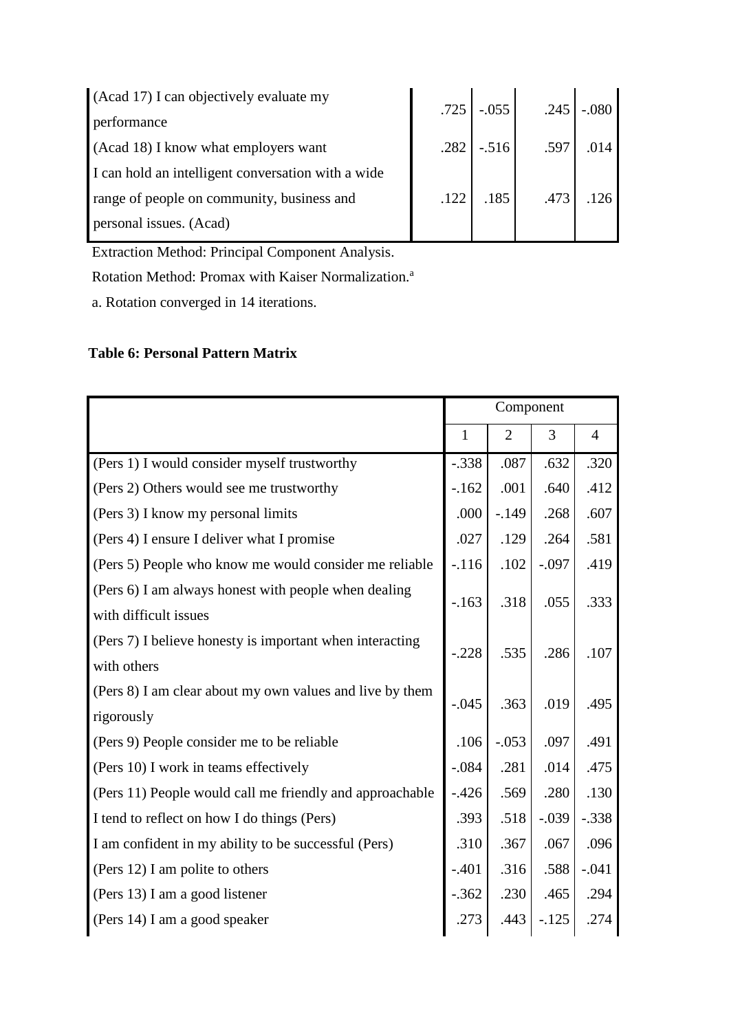| | | | | |
|---|---|---|---|---|
| (Acad 17) I can objectively evaluate my performance | .725 | -.055 | .245 | -.080 |
| (Acad 18) I know what employers want | .282 | -.516 | .597 | .014 |
| I can hold an intelligent conversation with a wide range of people on community, business and personal issues. (Acad) | .122 | .185 | .473 | .126 |

Extraction Method: Principal Component Analysis.

Rotation Method: Promax with Kaiser Normalization.[a]

a. Rotation converged in 14 iterations.

**Table 6: Personal Pattern Matrix**

| | Component | | | |
|---|---|---|---|---|
| | 1 | 2 | 3 | 4 |
| (Pers 1) I would consider myself trustworthy | -.338 | .087 | .632 | .320 |
| (Pers 2) Others would see me trustworthy | -.162 | .001 | .640 | .412 |
| (Pers 3) I know my personal limits | .000 | -.149 | .268 | .607 |
| (Pers 4) I ensure I deliver what I promise | .027 | .129 | .264 | .581 |
| (Pers 5) People who know me would consider me reliable | -.116 | .102 | -.097 | .419 |
| (Pers 6) I am always honest with people when dealing with difficult issues | -.163 | .318 | .055 | .333 |
| (Pers 7) I believe honesty is important when interacting with others | -.228 | .535 | .286 | .107 |
| (Pers 8) I am clear about my own values and live by them rigorously | -.045 | .363 | .019 | .495 |
| (Pers 9) People consider me to be reliable | .106 | -.053 | .097 | .491 |
| (Pers 10) I work in teams effectively | -.084 | .281 | .014 | .475 |
| (Pers 11) People would call me friendly and approachable | -.426 | .569 | .280 | .130 |
| I tend to reflect on how I do things (Pers) | .393 | .518 | -.039 | -.338 |
| I am confident in my ability to be successful (Pers) | .310 | .367 | .067 | .096 |
| (Pers 12) I am polite to others | -.401 | .316 | .588 | -.041 |
| (Pers 13) I am a good listener | -.362 | .230 | .465 | .294 |
| (Pers 14) I am a good speaker | .273 | .443 | -.125 | .274 |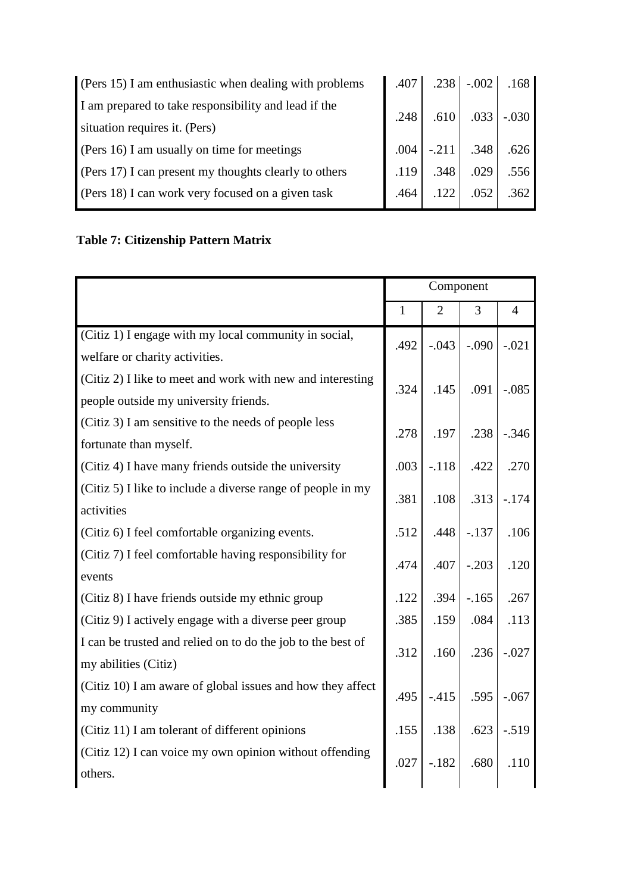| | | | | |
|---|---|---|---|---|
| (Pers 15) I am enthusiastic when dealing with problems | .407 | .238 | -.002 | .168 |
| I am prepared to take responsibility and lead if the situation requires it. (Pers) | .248 | .610 | .033 | -.030 |
| (Pers 16) I am usually on time for meetings | .004 | -.211 | .348 | .626 |
| (Pers 17) I can present my thoughts clearly to others | .119 | .348 | .029 | .556 |
| (Pers 18) I can work very focused on a given task | .464 | .122 | .052 | .362 |

**Table 7: Citizenship Pattern Matrix**

| | Component | | | |
|---|---|---|---|---|
| | 1 | 2 | 3 | 4 |
| (Citiz 1) I engage with my local community in social, welfare or charity activities. | .492 | -.043 | -.090 | -.021 |
| (Citiz 2) I like to meet and work with new and interesting people outside my university friends. | .324 | .145 | .091 | -.085 |
| (Citiz 3) I am sensitive to the needs of people less fortunate than myself. | .278 | .197 | .238 | -.346 |
| (Citiz 4) I have many friends outside the university | .003 | -.118 | .422 | .270 |
| (Citiz 5) I like to include a diverse range of people in my activities | .381 | .108 | .313 | -.174 |
| (Citiz 6) I feel comfortable organizing events. | .512 | .448 | -.137 | .106 |
| (Citiz 7) I feel comfortable having responsibility for events | .474 | .407 | -.203 | .120 |
| (Citiz 8) I have friends outside my ethnic group | .122 | .394 | -.165 | .267 |
| (Citiz 9) I actively engage with a diverse peer group | .385 | .159 | .084 | .113 |
| I can be trusted and relied on to do the job to the best of my abilities (Citiz) | .312 | .160 | .236 | -.027 |
| (Citiz 10) I am aware of global issues and how they affect my community | .495 | -.415 | .595 | -.067 |
| (Citiz 11) I am tolerant of different opinions | .155 | .138 | .623 | -.519 |
| (Citiz 12) I can voice my own opinion without offending others. | .027 | -.182 | .680 | .110 |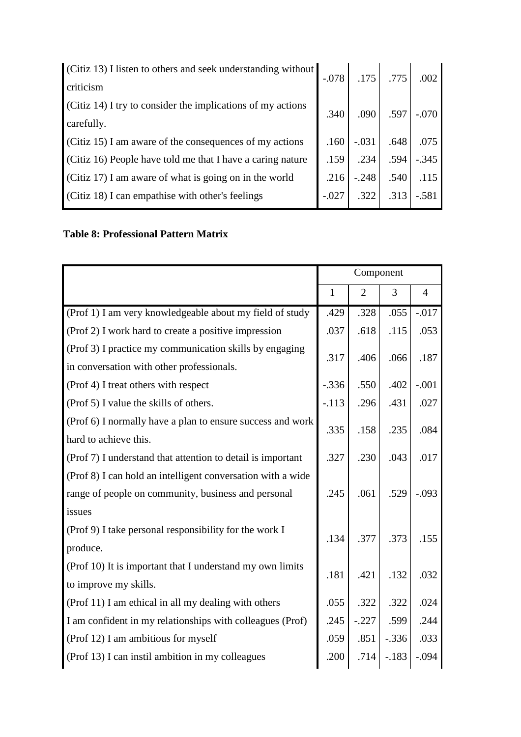| | | | | |
|---|---|---|---|---|
| (Citiz 13) I listen to others and seek understanding without criticism | -.078 | .175 | .775 | .002 |
| (Citiz 14) I try to consider the implications of my actions carefully. | .340 | .090 | .597 | -.070 |
| (Citiz 15) I am aware of the consequences of my actions | .160 | -.031 | .648 | .075 |
| (Citiz 16) People have told me that I have a caring nature | .159 | .234 | .594 | -.345 |
| (Citiz 17) I am aware of what is going on in the world | .216 | -.248 | .540 | .115 |
| (Citiz 18) I can empathise with other's feelings | -.027 | .322 | .313 | -.581 |

**Table 8: Professional Pattern Matrix**

| | Component | | | |
|---|---|---|---|---|
| | 1 | 2 | 3 | 4 |
| (Prof 1) I am very knowledgeable about my field of study | .429 | .328 | .055 | -.017 |
| (Prof 2) I work hard to create a positive impression | .037 | .618 | .115 | .053 |
| (Prof 3) I practice my communication skills by engaging in conversation with other professionals. | .317 | .406 | .066 | .187 |
| (Prof 4) I treat others with respect | -.336 | .550 | .402 | -.001 |
| (Prof 5) I value the skills of others. | -.113 | .296 | .431 | .027 |
| (Prof 6) I normally have a plan to ensure success and work hard to achieve this. | .335 | .158 | .235 | .084 |
| (Prof 7) I understand that attention to detail is important | .327 | .230 | .043 | .017 |
| (Prof 8) I can hold an intelligent conversation with a wide range of people on community, business and personal issues | .245 | .061 | .529 | -.093 |
| (Prof 9) I take personal responsibility for the work I produce. | .134 | .377 | .373 | .155 |
| (Prof 10) It is important that I understand my own limits to improve my skills. | .181 | .421 | .132 | .032 |
| (Prof 11) I am ethical in all my dealing with others | .055 | .322 | .322 | .024 |
| I am confident in my relationships with colleagues (Prof) | .245 | -.227 | .599 | .244 |
| (Prof 12) I am ambitious for myself | .059 | .851 | -.336 | .033 |
| (Prof 13) I can instil ambition in my colleagues | .200 | .714 | -.183 | -.094 |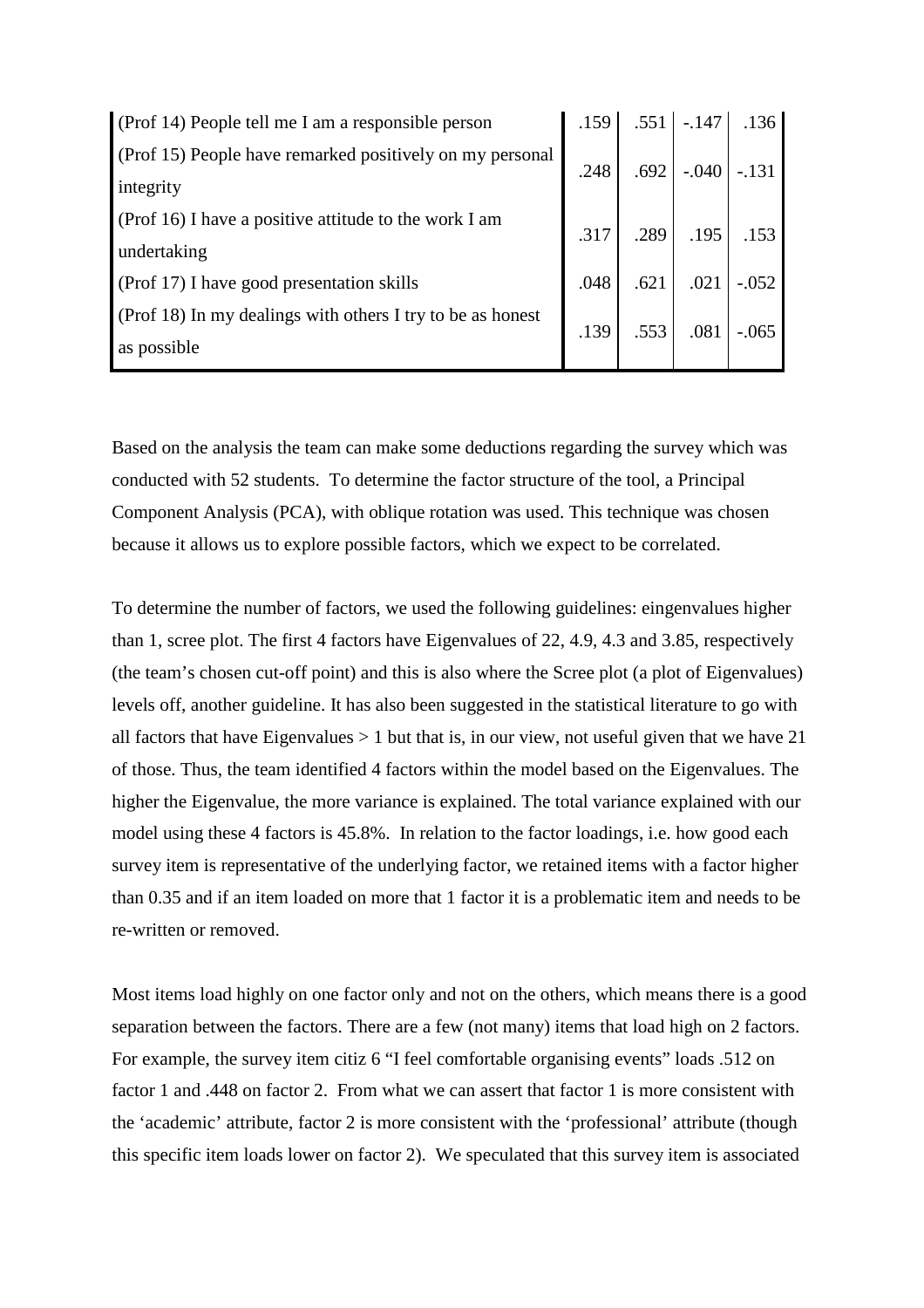| | | | | |
|---|---|---|---|---|
| (Prof 14) People tell me I am a responsible person | .159 | .551 | -.147 | .136 |
| (Prof 15) People have remarked positively on my personal integrity | .248 | .692 | -.040 | -.131 |
| (Prof 16) I have a positive attitude to the work I am undertaking | .317 | .289 | .195 | .153 |
| (Prof 17) I have good presentation skills | .048 | .621 | .021 | -.052 |
| (Prof 18) In my dealings with others I try to be as honest as possible | .139 | .553 | .081 | -.065 |

Based on the analysis the team can make some deductions regarding the survey which was conducted with 52 students. To determine the factor structure of the tool, a Principal Component Analysis (PCA), with oblique rotation was used. This technique was chosen because it allows us to explore possible factors, which we expect to be correlated.

To determine the number of factors, we used the following guidelines: eingenvalues higher than 1, scree plot. The first 4 factors have Eigenvalues of 22, 4.9, 4.3 and 3.85, respectively (the team's chosen cut-off point) and this is also where the Scree plot (a plot of Eigenvalues) levels off, another guideline. It has also been suggested in the statistical literature to go with all factors that have Eigenvalues > 1 but that is, in our view, not useful given that we have 21 of those. Thus, the team identified 4 factors within the model based on the Eigenvalues. The higher the Eigenvalue, the more variance is explained. The total variance explained with our model using these 4 factors is 45.8%. In relation to the factor loadings, i.e. how good each survey item is representative of the underlying factor, we retained items with a factor higher than 0.35 and if an item loaded on more that 1 factor it is a problematic item and needs to be re-written or removed.

Most items load highly on one factor only and not on the others, which means there is a good separation between the factors. There are a few (not many) items that load high on 2 factors. For example, the survey item citiz 6 "I feel comfortable organising events" loads .512 on factor 1 and .448 on factor 2. From what we can assert that factor 1 is more consistent with the 'academic' attribute, factor 2 is more consistent with the 'professional' attribute (though this specific item loads lower on factor 2). We speculated that this survey item is associated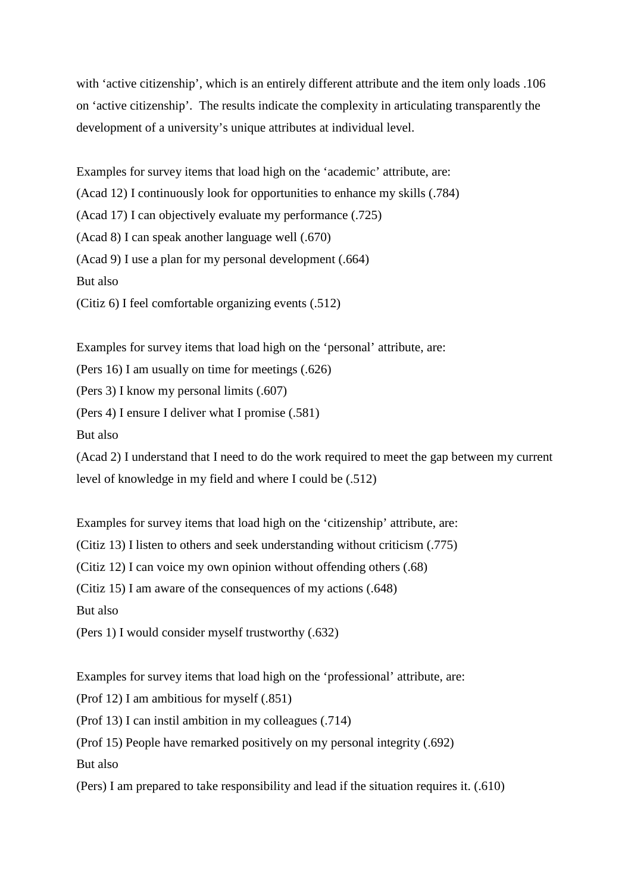with 'active citizenship', which is an entirely different attribute and the item only loads .106 on 'active citizenship'. The results indicate the complexity in articulating transparently the development of a university's unique attributes at individual level.

Examples for survey items that load high on the 'academic' attribute, are:
(Acad 12) I continuously look for opportunities to enhance my skills (.784)
(Acad 17) I can objectively evaluate my performance (.725)
(Acad 8) I can speak another language well (.670)
(Acad 9) I use a plan for my personal development (.664)
But also
(Citiz 6) I feel comfortable organizing events (.512)

Examples for survey items that load high on the 'personal' attribute, are:
(Pers 16) I am usually on time for meetings (.626)
(Pers 3) I know my personal limits (.607)
(Pers 4) I ensure I deliver what I promise (.581)
But also
(Acad 2) I understand that I need to do the work required to meet the gap between my current level of knowledge in my field and where I could be (.512)

Examples for survey items that load high on the 'citizenship' attribute, are:
(Citiz 13) I listen to others and seek understanding without criticism (.775)
(Citiz 12) I can voice my own opinion without offending others (.68)
(Citiz 15) I am aware of the consequences of my actions (.648)
But also
(Pers 1) I would consider myself trustworthy (.632)

Examples for survey items that load high on the 'professional' attribute, are:
(Prof 12) I am ambitious for myself (.851)
(Prof 13) I can instil ambition in my colleagues (.714)
(Prof 15) People have remarked positively on my personal integrity (.692)
But also
(Pers) I am prepared to take responsibility and lead if the situation requires it. (.610)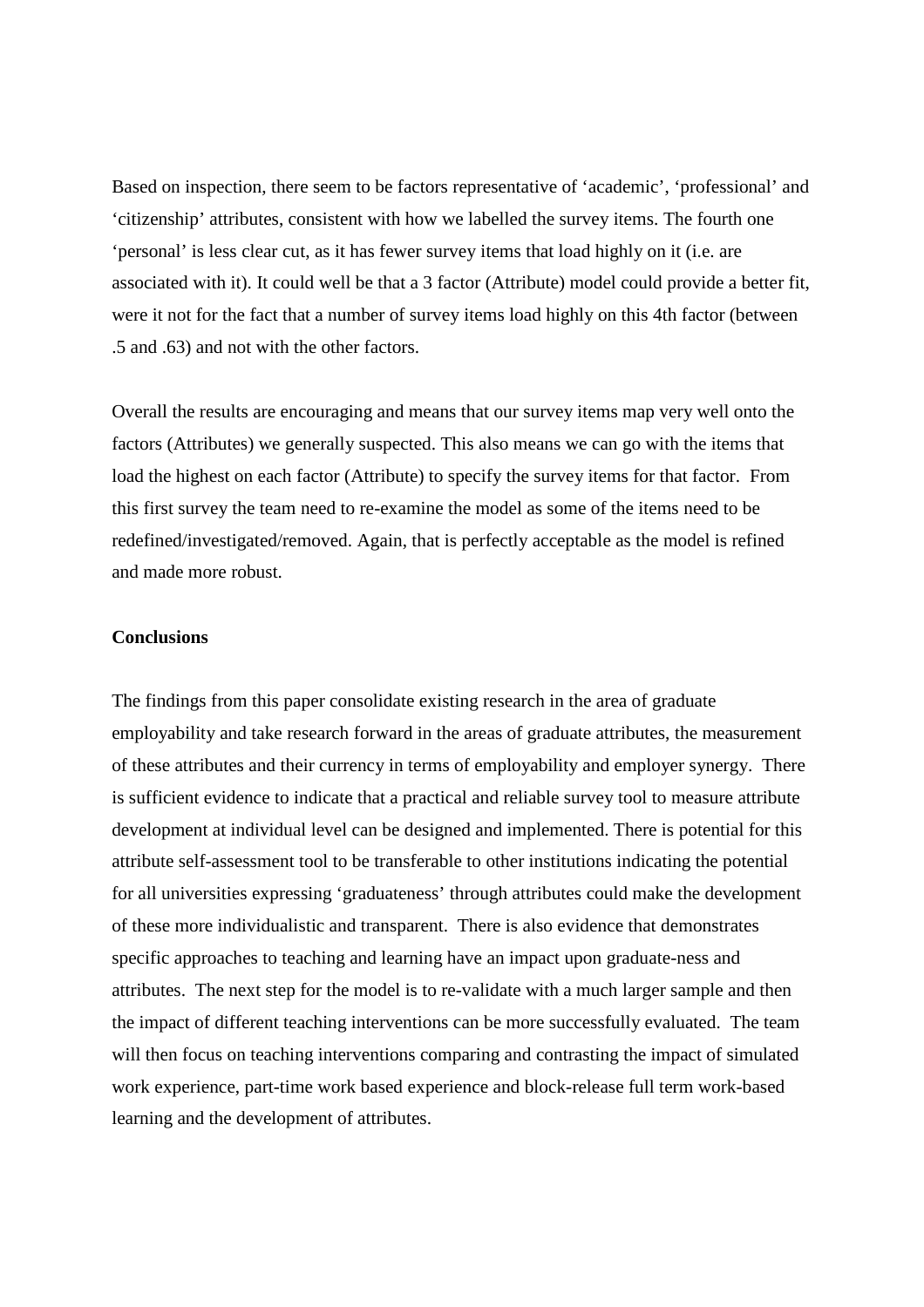Based on inspection, there seem to be factors representative of 'academic', 'professional' and 'citizenship' attributes, consistent with how we labelled the survey items. The fourth one 'personal' is less clear cut, as it has fewer survey items that load highly on it (i.e. are associated with it). It could well be that a 3 factor (Attribute) model could provide a better fit, were it not for the fact that a number of survey items load highly on this 4th factor (between .5 and .63) and not with the other factors.

Overall the results are encouraging and means that our survey items map very well onto the factors (Attributes) we generally suspected. This also means we can go with the items that load the highest on each factor (Attribute) to specify the survey items for that factor. From this first survey the team need to re-examine the model as some of the items need to be redefined/investigated/removed. Again, that is perfectly acceptable as the model is refined and made more robust.

**Conclusions**

The findings from this paper consolidate existing research in the area of graduate employability and take research forward in the areas of graduate attributes, the measurement of these attributes and their currency in terms of employability and employer synergy. There is sufficient evidence to indicate that a practical and reliable survey tool to measure attribute development at individual level can be designed and implemented. There is potential for this attribute self-assessment tool to be transferable to other institutions indicating the potential for all universities expressing 'graduateness' through attributes could make the development of these more individualistic and transparent. There is also evidence that demonstrates specific approaches to teaching and learning have an impact upon graduate-ness and attributes. The next step for the model is to re-validate with a much larger sample and then the impact of different teaching interventions can be more successfully evaluated. The team will then focus on teaching interventions comparing and contrasting the impact of simulated work experience, part-time work based experience and block-release full term work-based learning and the development of attributes.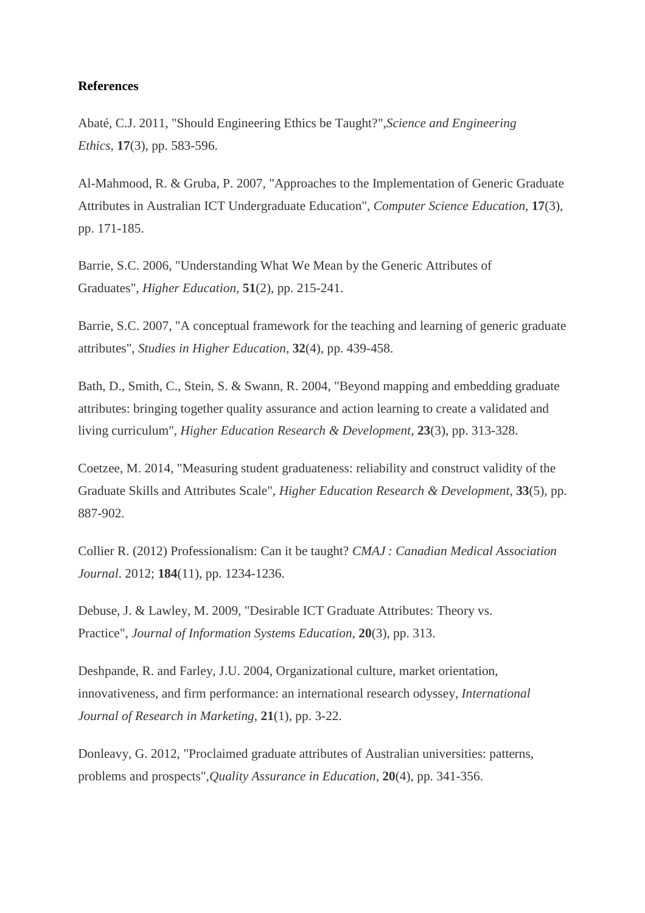**References**

Abaté, C.J. 2011, "Should Engineering Ethics be Taught?",*Science and Engineering Ethics*, **17**(3), pp. 583-596.

Al-Mahmood, R. & Gruba, P. 2007, "Approaches to the Implementation of Generic Graduate Attributes in Australian ICT Undergraduate Education", *Computer Science Education,* **17**(3), pp. 171-185.

Barrie, S.C. 2006, "Understanding What We Mean by the Generic Attributes of Graduates", *Higher Education,* **51**(2), pp. 215-241.

Barrie, S.C. 2007, "A conceptual framework for the teaching and learning of generic graduate attributes", *Studies in Higher Education,* **32**(4), pp. 439-458.

Bath, D., Smith, C., Stein, S. & Swann, R. 2004, "Beyond mapping and embedding graduate attributes: bringing together quality assurance and action learning to create a validated and living curriculum", *Higher Education Research & Development,* **23**(3), pp. 313-328.

Coetzee, M. 2014, "Measuring student graduateness: reliability and construct validity of the Graduate Skills and Attributes Scale", *Higher Education Research & Development,* **33**(5), pp. 887-902.

Collier R. (2012) Professionalism: Can it be taught? *CMAJ : Canadian Medical Association Journal*. 2012; **184**(11), pp. 1234-1236.

Debuse, J. & Lawley, M. 2009, "Desirable ICT Graduate Attributes: Theory vs. Practice", *Journal of Information Systems Education,* **20**(3), pp. 313.

Deshpande, R. and Farley, J.U. 2004, Organizational culture, market orientation, innovativeness, and firm performance: an international research odyssey, *International Journal of Research in Marketing*, **21**(1), pp. 3-22.

Donleavy, G. 2012, "Proclaimed graduate attributes of Australian universities: patterns, problems and prospects",*Quality Assurance in Education*, **20**(4), pp. 341-356.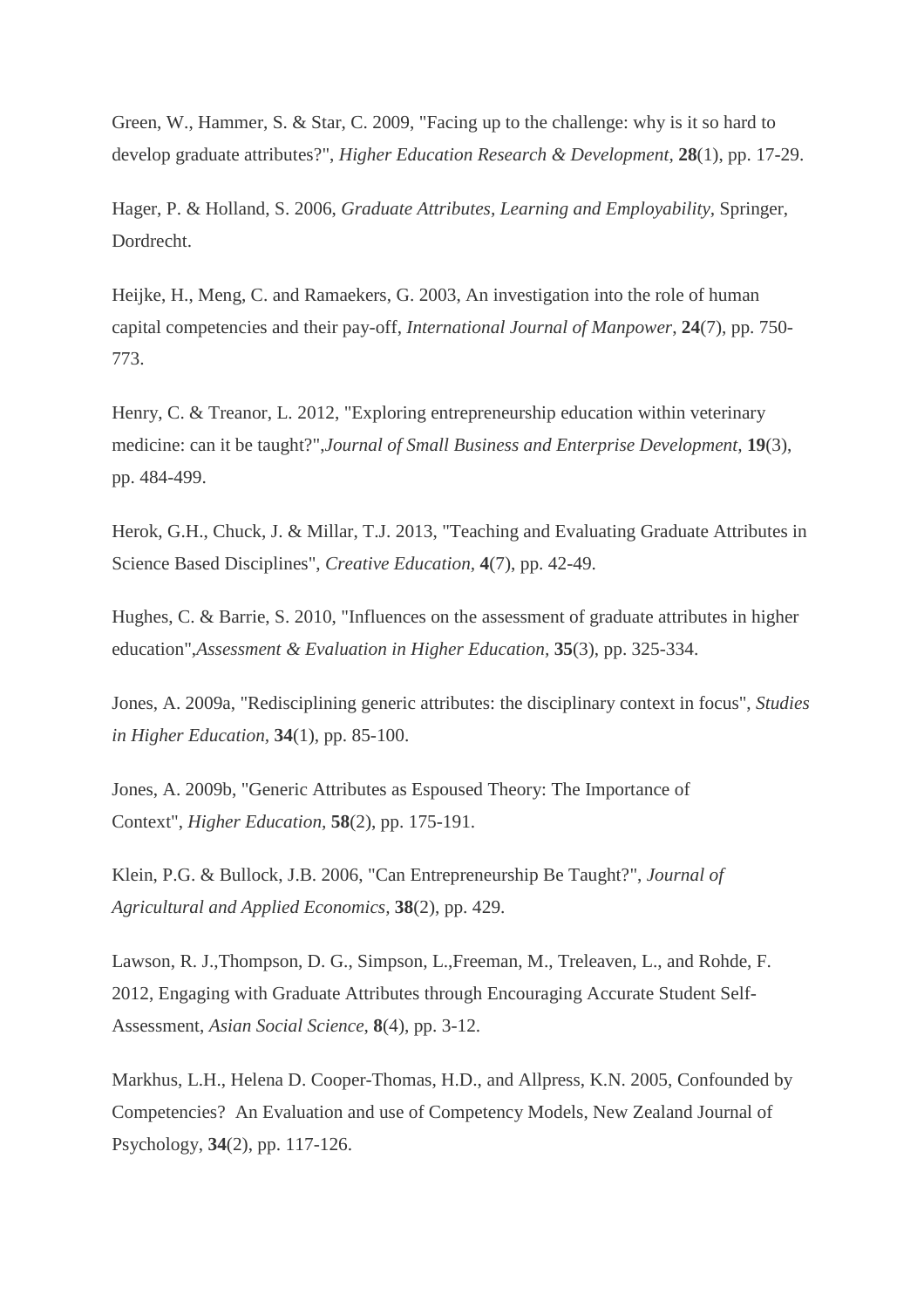Green, W., Hammer, S. & Star, C. 2009, "Facing up to the challenge: why is it so hard to develop graduate attributes?", *Higher Education Research & Development,* **28**(1), pp. 17-29.

Hager, P. & Holland, S. 2006, *Graduate Attributes, Learning and Employability,* Springer, Dordrecht.

Heijke, H., Meng, C. and Ramaekers, G. 2003, An investigation into the role of human capital competencies and their pay-off, *International Journal of Manpower*, **24**(7), pp. 750-773.

Henry, C. & Treanor, L. 2012, "Exploring entrepreneurship education within veterinary medicine: can it be taught?",*Journal of Small Business and Enterprise Development,* **19**(3), pp. 484-499.

Herok, G.H., Chuck, J. & Millar, T.J. 2013, "Teaching and Evaluating Graduate Attributes in Science Based Disciplines", *Creative Education,* **4**(7), pp. 42-49.

Hughes, C. & Barrie, S. 2010, "Influences on the assessment of graduate attributes in higher education",*Assessment & Evaluation in Higher Education,* **35**(3), pp. 325-334.

Jones, A. 2009a, "Redisciplining generic attributes: the disciplinary context in focus", *Studies in Higher Education,* **34**(1), pp. 85-100.

Jones, A. 2009b, "Generic Attributes as Espoused Theory: The Importance of Context", *Higher Education,* **58**(2), pp. 175-191.

Klein, P.G. & Bullock, J.B. 2006, "Can Entrepreneurship Be Taught?", *Journal of Agricultural and Applied Economics,* **38**(2), pp. 429.

Lawson, R. J.,Thompson, D. G., Simpson, L.,Freeman, M., Treleaven, L., and Rohde, F. 2012, Engaging with Graduate Attributes through Encouraging Accurate Student Self-Assessment, *Asian Social Science,* **8**(4), pp. 3-12.

Markhus, L.H., Helena D. Cooper-Thomas, H.D., and Allpress, K.N. 2005, Confounded by Competencies? An Evaluation and use of Competency Models, New Zealand Journal of Psychology, **34**(2), pp. 117-126.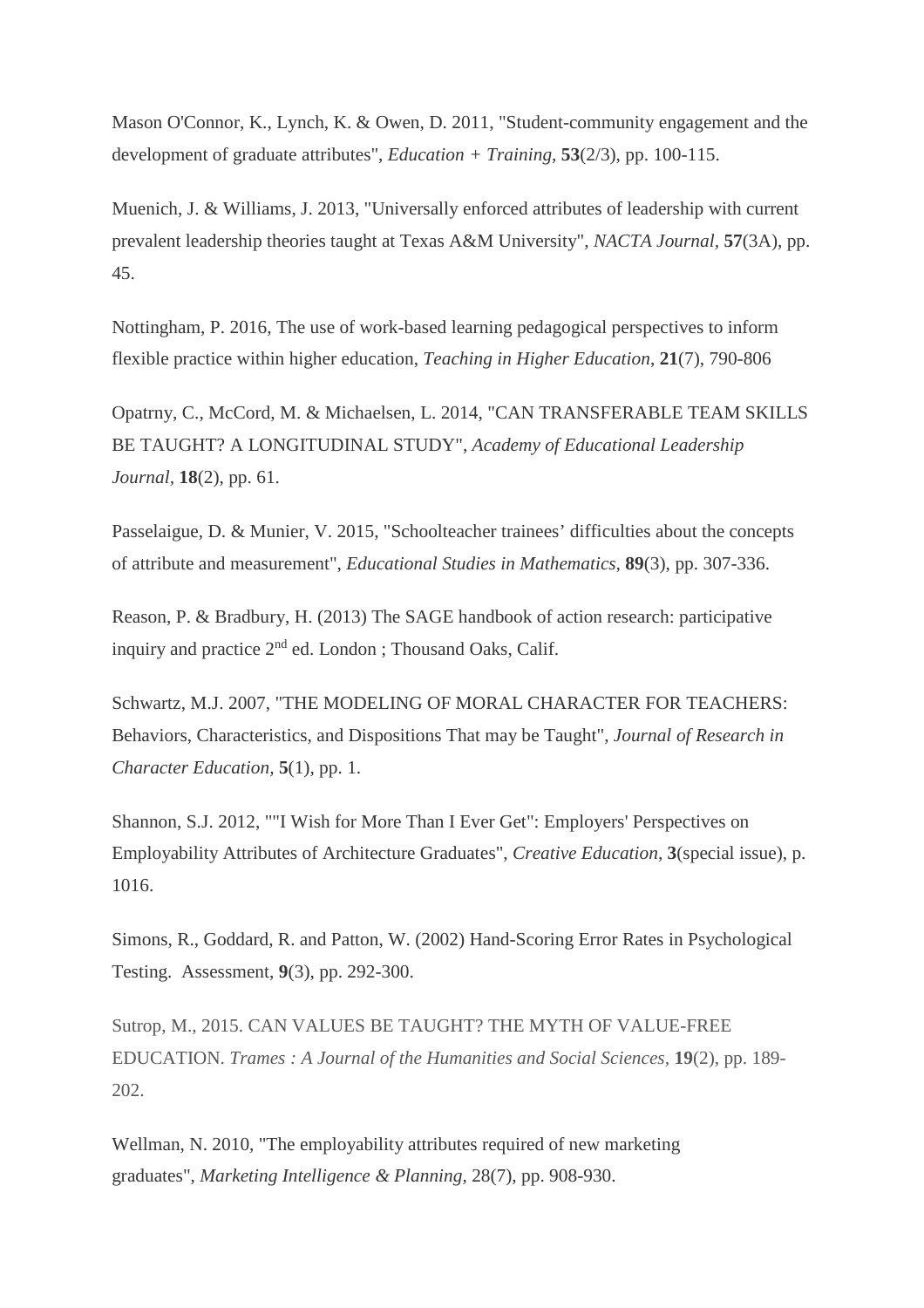Mason O'Connor, K., Lynch, K. & Owen, D. 2011, "Student-community engagement and the development of graduate attributes", *Education + Training*, **53**(2/3), pp. 100-115.

Muenich, J. & Williams, J. 2013, "Universally enforced attributes of leadership with current prevalent leadership theories taught at Texas A&M University", *NACTA Journal*, **57**(3A), pp. 45.

Nottingham, P. 2016, The use of work-based learning pedagogical perspectives to inform flexible practice within higher education, *Teaching in Higher Education*, **21**(7), 790-806

Opatrny, C., McCord, M. & Michaelsen, L. 2014, "CAN TRANSFERABLE TEAM SKILLS BE TAUGHT? A LONGITUDINAL STUDY", *Academy of Educational Leadership Journal*, **18**(2), pp. 61.

Passelaigue, D. & Munier, V. 2015, "Schoolteacher trainees' difficulties about the concepts of attribute and measurement", *Educational Studies in Mathematics*, **89**(3), pp. 307-336.

Reason, P. & Bradbury, H. (2013) The SAGE handbook of action research: participative inquiry and practice 2nd ed. London ; Thousand Oaks, Calif.

Schwartz, M.J. 2007, "THE MODELING OF MORAL CHARACTER FOR TEACHERS: Behaviors, Characteristics, and Dispositions That may be Taught", *Journal of Research in Character Education*, **5**(1), pp. 1.

Shannon, S.J. 2012, ""I Wish for More Than I Ever Get": Employers' Perspectives on Employability Attributes of Architecture Graduates", *Creative Education*, **3**(special issue), p. 1016.

Simons, R., Goddard, R. and Patton, W. (2002) Hand-Scoring Error Rates in Psychological Testing. Assessment, **9**(3), pp. 292-300.

Sutrop, M., 2015. CAN VALUES BE TAUGHT? THE MYTH OF VALUE-FREE EDUCATION. *Trames : A Journal of the Humanities and Social Sciences*, **19**(2), pp. 189-202.

Wellman, N. 2010, "The employability attributes required of new marketing graduates", *Marketing Intelligence & Planning*, 28(7), pp. 908-930.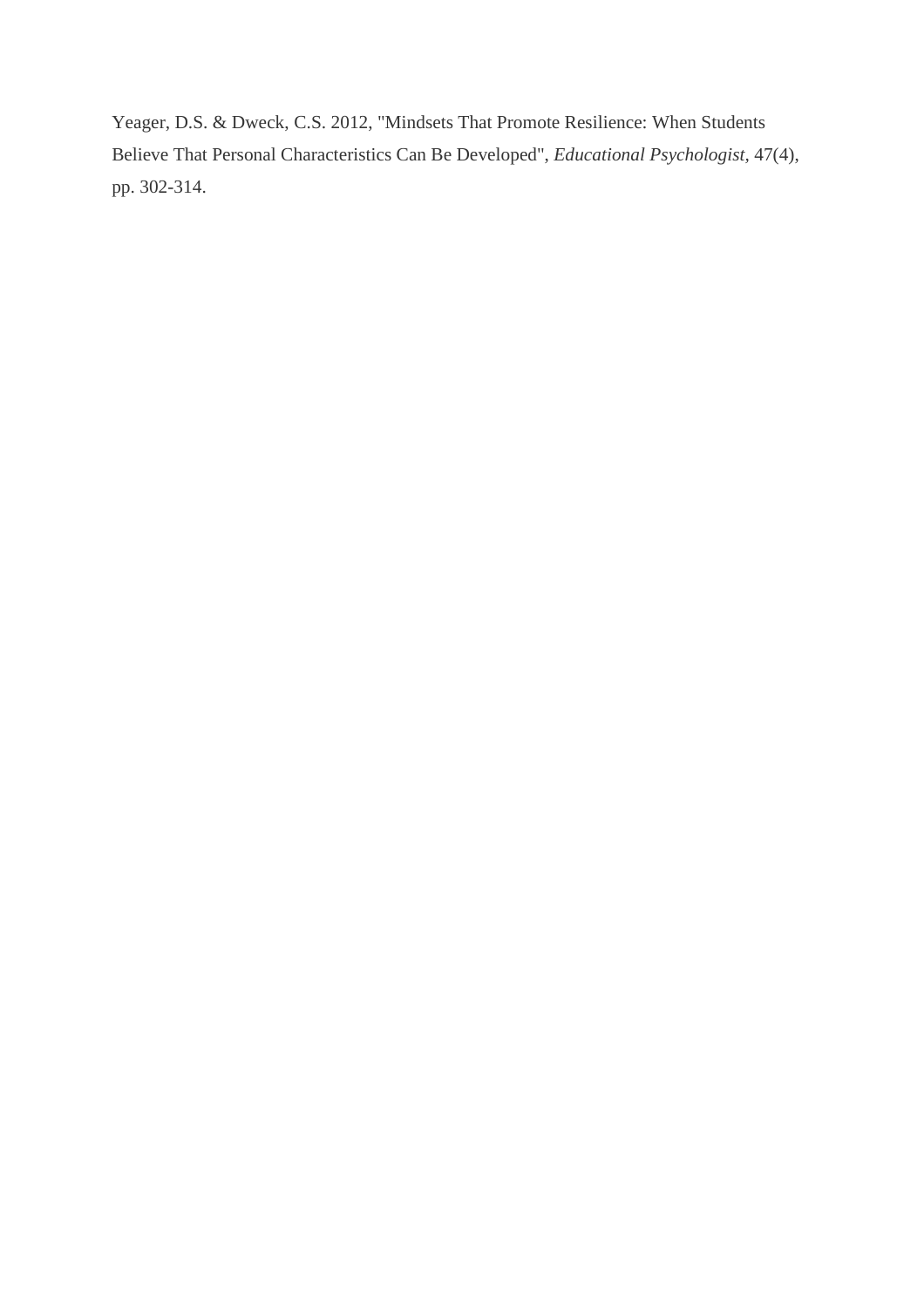Yeager, D.S. & Dweck, C.S. 2012, "Mindsets That Promote Resilience: When Students Believe That Personal Characteristics Can Be Developed", *Educational Psychologist*, 47(4), pp. 302-314.